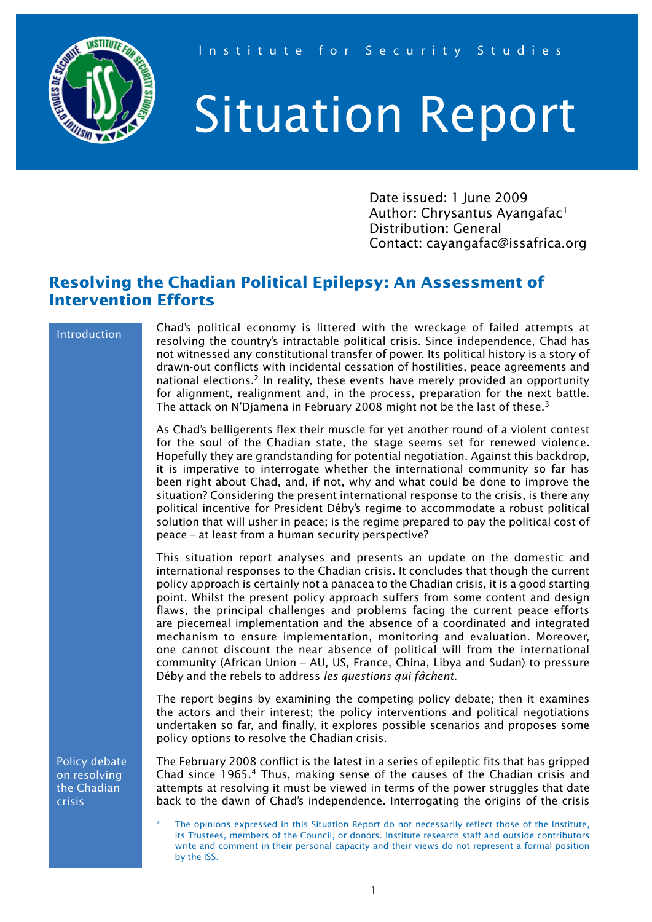Institute for Security Studies

# Situation Report

Date issued: 1 June 2009
Author: Chrysantus Ayangafac[1]
Distribution: General
Contact: cayangafac@issafrica.org

## Resolving the Chadian Political Epilepsy: An Assessment of Intervention Efforts

### Introduction

Chad's political economy is littered with the wreckage of failed attempts at resolving the country's intractable political crisis. Since independence, Chad has not witnessed any constitutional transfer of power. Its political history is a story of drawn-out conflicts with incidental cessation of hostilities, peace agreements and national elections.[2] In reality, these events have merely provided an opportunity for alignment, realignment and, in the process, preparation for the next battle. The attack on N'Djamena in February 2008 might not be the last of these.[3]

As Chad's belligerents flex their muscle for yet another round of a violent contest for the soul of the Chadian state, the stage seems set for renewed violence. Hopefully they are grandstanding for potential negotiation. Against this backdrop, it is imperative to interrogate whether the international community so far has been right about Chad, and, if not, why and what could be done to improve the situation? Considering the present international response to the crisis, is there any political incentive for President Déby's regime to accommodate a robust political solution that will usher in peace; is the regime prepared to pay the political cost of peace – at least from a human security perspective?

This situation report analyses and presents an update on the domestic and international responses to the Chadian crisis. It concludes that though the current policy approach is certainly not a panacea to the Chadian crisis, it is a good starting point. Whilst the present policy approach suffers from some content and design flaws, the principal challenges and problems facing the current peace efforts are piecemeal implementation and the absence of a coordinated and integrated mechanism to ensure implementation, monitoring and evaluation. Moreover, one cannot discount the near absence of political will from the international community (African Union – AU, US, France, China, Libya and Sudan) to pressure Déby and the rebels to address *les questions qui fâchent*.

The report begins by examining the competing policy debate; then it examines the actors and their interest; the policy interventions and political negotiations undertaken so far, and finally, it explores possible scenarios and proposes some policy options to resolve the Chadian crisis.

### Policy debate on resolving the Chadian crisis

The February 2008 conflict is the latest in a series of epileptic fits that has gripped Chad since 1965.[4] Thus, making sense of the causes of the Chadian crisis and attempts at resolving it must be viewed in terms of the power struggles that date back to the dawn of Chad's independence. Interrogating the origins of the crisis

\* The opinions expressed in this Situation Report do not necessarily reflect those of the Institute, its Trustees, members of the Council, or donors. Institute research staff and outside contributors write and comment in their personal capacity and their views do not represent a formal position by the ISS.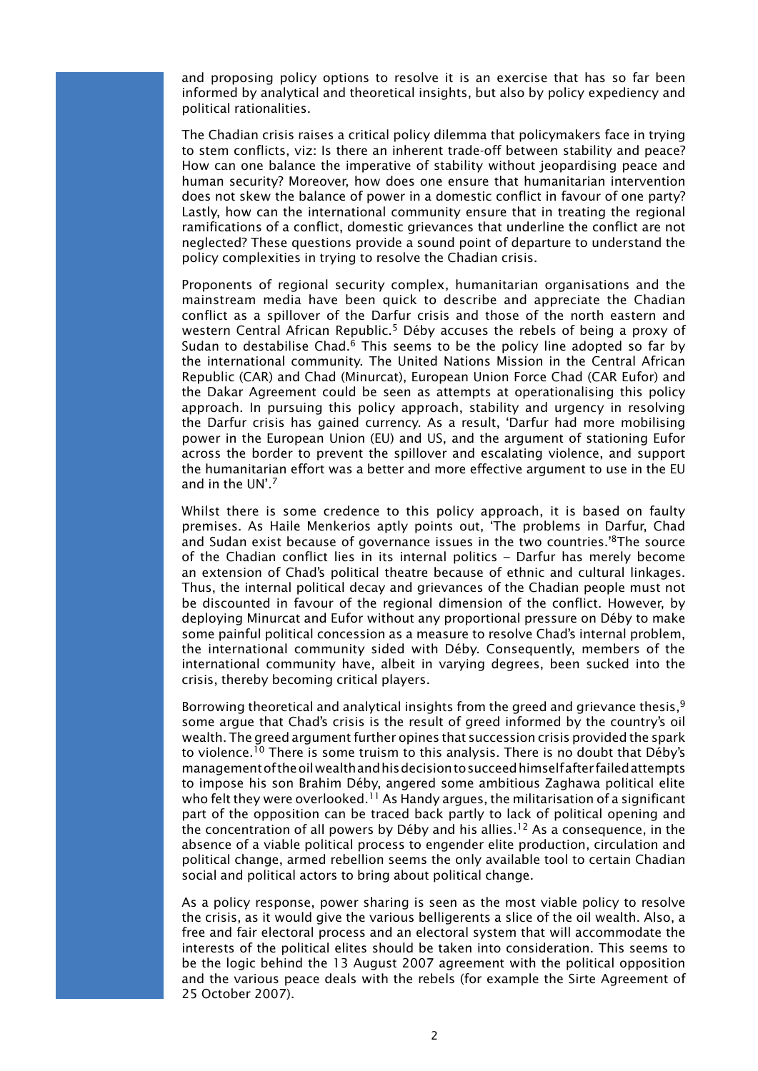and proposing policy options to resolve it is an exercise that has so far been informed by analytical and theoretical insights, but also by policy expediency and political rationalities.

The Chadian crisis raises a critical policy dilemma that policymakers face in trying to stem conflicts, viz: Is there an inherent trade-off between stability and peace? How can one balance the imperative of stability without jeopardising peace and human security? Moreover, how does one ensure that humanitarian intervention does not skew the balance of power in a domestic conflict in favour of one party? Lastly, how can the international community ensure that in treating the regional ramifications of a conflict, domestic grievances that underline the conflict are not neglected? These questions provide a sound point of departure to understand the policy complexities in trying to resolve the Chadian crisis.

Proponents of regional security complex, humanitarian organisations and the mainstream media have been quick to describe and appreciate the Chadian conflict as a spillover of the Darfur crisis and those of the north eastern and western Central African Republic.[5] Déby accuses the rebels of being a proxy of Sudan to destabilise Chad.[6] This seems to be the policy line adopted so far by the international community. The United Nations Mission in the Central African Republic (CAR) and Chad (Minurcat), European Union Force Chad (CAR Eufor) and the Dakar Agreement could be seen as attempts at operationalising this policy approach. In pursuing this policy approach, stability and urgency in resolving the Darfur crisis has gained currency. As a result, 'Darfur had more mobilising power in the European Union (EU) and US, and the argument of stationing Eufor across the border to prevent the spillover and escalating violence, and support the humanitarian effort was a better and more effective argument to use in the EU and in the UN'.[7]

Whilst there is some credence to this policy approach, it is based on faulty premises. As Haile Menkerios aptly points out, 'The problems in Darfur, Chad and Sudan exist because of governance issues in the two countries.'[8]The source of the Chadian conflict lies in its internal politics – Darfur has merely become an extension of Chad's political theatre because of ethnic and cultural linkages. Thus, the internal political decay and grievances of the Chadian people must not be discounted in favour of the regional dimension of the conflict. However, by deploying Minurcat and Eufor without any proportional pressure on Déby to make some painful political concession as a measure to resolve Chad's internal problem, the international community sided with Déby. Consequently, members of the international community have, albeit in varying degrees, been sucked into the crisis, thereby becoming critical players.

Borrowing theoretical and analytical insights from the greed and grievance thesis,[9] some argue that Chad's crisis is the result of greed informed by the country's oil wealth. The greed argument further opines that succession crisis provided the spark to violence.[10] There is some truism to this analysis. There is no doubt that Déby's management of the oil wealth and his decision to succeed himself after failed attempts to impose his son Brahim Déby, angered some ambitious Zaghawa political elite who felt they were overlooked.[11] As Handy argues, the militarisation of a significant part of the opposition can be traced back partly to lack of political opening and the concentration of all powers by Déby and his allies.[12] As a consequence, in the absence of a viable political process to engender elite production, circulation and political change, armed rebellion seems the only available tool to certain Chadian social and political actors to bring about political change.

As a policy response, power sharing is seen as the most viable policy to resolve the crisis, as it would give the various belligerents a slice of the oil wealth. Also, a free and fair electoral process and an electoral system that will accommodate the interests of the political elites should be taken into consideration. This seems to be the logic behind the 13 August 2007 agreement with the political opposition and the various peace deals with the rebels (for example the Sirte Agreement of 25 October 2007).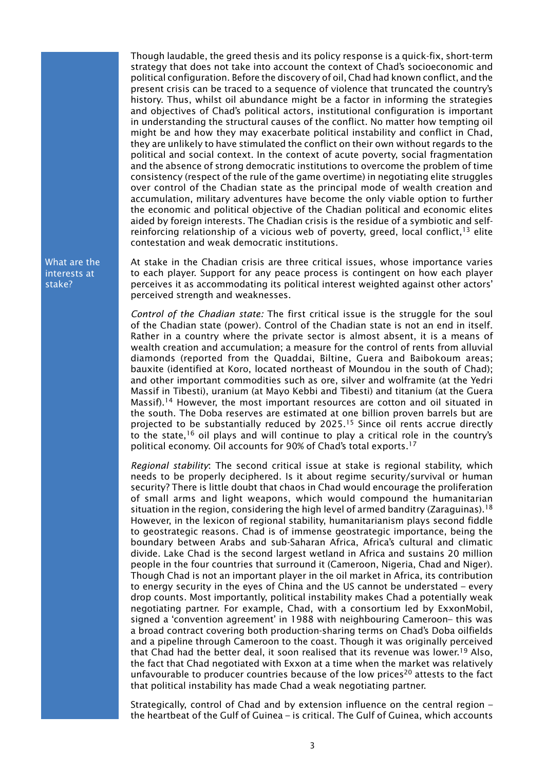Though laudable, the greed thesis and its policy response is a quick-fix, short-term strategy that does not take into account the context of Chad's socioeconomic and political configuration. Before the discovery of oil, Chad had known conflict, and the present crisis can be traced to a sequence of violence that truncated the country's history. Thus, whilst oil abundance might be a factor in informing the strategies and objectives of Chad's political actors, institutional configuration is important in understanding the structural causes of the conflict. No matter how tempting oil might be and how they may exacerbate political instability and conflict in Chad, they are unlikely to have stimulated the conflict on their own without regards to the political and social context. In the context of acute poverty, social fragmentation and the absence of strong democratic institutions to overcome the problem of time consistency (respect of the rule of the game overtime) in negotiating elite struggles over control of the Chadian state as the principal mode of wealth creation and accumulation, military adventures have become the only viable option to further the economic and political objective of the Chadian political and economic elites aided by foreign interests. The Chadian crisis is the residue of a symbiotic and self-reinforcing relationship of a vicious web of poverty, greed, local conflict,[13] elite contestation and weak democratic institutions.

### What are the interests at stake?

At stake in the Chadian crisis are three critical issues, whose importance varies to each player. Support for any peace process is contingent on how each player perceives it as accommodating its political interest weighted against other actors' perceived strength and weaknesses.

*Control of the Chadian state:* The first critical issue is the struggle for the soul of the Chadian state (power). Control of the Chadian state is not an end in itself. Rather in a country where the private sector is almost absent, it is a means of wealth creation and accumulation; a measure for the control of rents from alluvial diamonds (reported from the Quaddai, Biltine, Guera and Baibokoum areas; bauxite (identified at Koro, located northeast of Moundou in the south of Chad); and other important commodities such as ore, silver and wolframite (at the Yedri Massif in Tibesti), uranium (at Mayo Kebbi and Tibesti) and titanium (at the Guera Massif).[14] However, the most important resources are cotton and oil situated in the south. The Doba reserves are estimated at one billion proven barrels but are projected to be substantially reduced by 2025.[15] Since oil rents accrue directly to the state,[16] oil plays and will continue to play a critical role in the country's political economy. Oil accounts for 90% of Chad's total exports.[17]

*Regional stability*: The second critical issue at stake is regional stability, which needs to be properly deciphered. Is it about regime security/survival or human security? There is little doubt that chaos in Chad would encourage the proliferation of small arms and light weapons, which would compound the humanitarian situation in the region, considering the high level of armed banditry (Zaraguinas).[18] However, in the lexicon of regional stability, humanitarianism plays second fiddle to geostrategic reasons. Chad is of immense geostrategic importance, being the boundary between Arabs and sub-Saharan Africa, Africa's cultural and climatic divide. Lake Chad is the second largest wetland in Africa and sustains 20 million people in the four countries that surround it (Cameroon, Nigeria, Chad and Niger). Though Chad is not an important player in the oil market in Africa, its contribution to energy security in the eyes of China and the US cannot be understated – every drop counts. Most importantly, political instability makes Chad a potentially weak negotiating partner. For example, Chad, with a consortium led by ExxonMobil, signed a 'convention agreement' in 1988 with neighbouring Cameroon– this was a broad contract covering both production-sharing terms on Chad's Doba oilfields and a pipeline through Cameroon to the coast. Though it was originally perceived that Chad had the better deal, it soon realised that its revenue was lower.[19] Also, the fact that Chad negotiated with Exxon at a time when the market was relatively unfavourable to producer countries because of the low prices[20] attests to the fact that political instability has made Chad a weak negotiating partner.

Strategically, control of Chad and by extension influence on the central region – the heartbeat of the Gulf of Guinea – is critical. The Gulf of Guinea, which accounts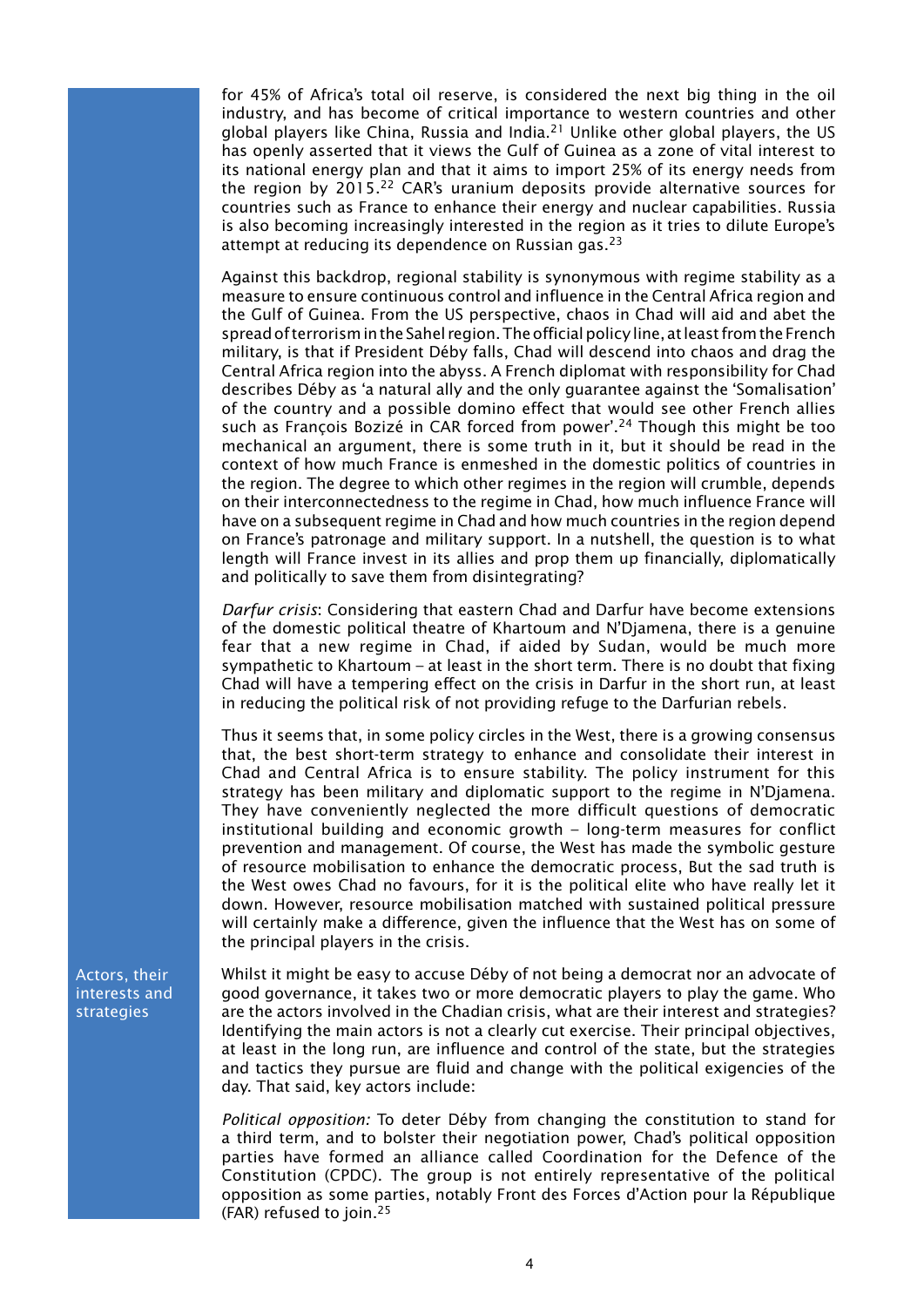for 45% of Africa's total oil reserve, is considered the next big thing in the oil industry, and has become of critical importance to western countries and other global players like China, Russia and India.[21] Unlike other global players, the US has openly asserted that it views the Gulf of Guinea as a zone of vital interest to its national energy plan and that it aims to import 25% of its energy needs from the region by 2015.[22] CAR's uranium deposits provide alternative sources for countries such as France to enhance their energy and nuclear capabilities. Russia is also becoming increasingly interested in the region as it tries to dilute Europe's attempt at reducing its dependence on Russian gas.[23]

Against this backdrop, regional stability is synonymous with regime stability as a measure to ensure continuous control and influence in the Central Africa region and the Gulf of Guinea. From the US perspective, chaos in Chad will aid and abet the spread of terrorism in the Sahel region. The official policy line, at least from the French military, is that if President Déby falls, Chad will descend into chaos and drag the Central Africa region into the abyss. A French diplomat with responsibility for Chad describes Déby as 'a natural ally and the only guarantee against the 'Somalisation' of the country and a possible domino effect that would see other French allies such as François Bozizé in CAR forced from power'.[24] Though this might be too mechanical an argument, there is some truth in it, but it should be read in the context of how much France is enmeshed in the domestic politics of countries in the region. The degree to which other regimes in the region will crumble, depends on their interconnectedness to the regime in Chad, how much influence France will have on a subsequent regime in Chad and how much countries in the region depend on France's patronage and military support. In a nutshell, the question is to what length will France invest in its allies and prop them up financially, diplomatically and politically to save them from disintegrating?

*Darfur crisis*: Considering that eastern Chad and Darfur have become extensions of the domestic political theatre of Khartoum and N'Djamena, there is a genuine fear that a new regime in Chad, if aided by Sudan, would be much more sympathetic to Khartoum – at least in the short term. There is no doubt that fixing Chad will have a tempering effect on the crisis in Darfur in the short run, at least in reducing the political risk of not providing refuge to the Darfurian rebels.

Thus it seems that, in some policy circles in the West, there is a growing consensus that, the best short-term strategy to enhance and consolidate their interest in Chad and Central Africa is to ensure stability. The policy instrument for this strategy has been military and diplomatic support to the regime in N'Djamena. They have conveniently neglected the more difficult questions of democratic institutional building and economic growth – long-term measures for conflict prevention and management. Of course, the West has made the symbolic gesture of resource mobilisation to enhance the democratic process, But the sad truth is the West owes Chad no favours, for it is the political elite who have really let it down. However, resource mobilisation matched with sustained political pressure will certainly make a difference, given the influence that the West has on some of the principal players in the crisis.

## Actors, their interests and strategies

Whilst it might be easy to accuse Déby of not being a democrat nor an advocate of good governance, it takes two or more democratic players to play the game. Who are the actors involved in the Chadian crisis, what are their interest and strategies? Identifying the main actors is not a clearly cut exercise. Their principal objectives, at least in the long run, are influence and control of the state, but the strategies and tactics they pursue are fluid and change with the political exigencies of the day. That said, key actors include:

*Political opposition:* To deter Déby from changing the constitution to stand for a third term, and to bolster their negotiation power, Chad's political opposition parties have formed an alliance called Coordination for the Defence of the Constitution (CPDC). The group is not entirely representative of the political opposition as some parties, notably Front des Forces d'Action pour la République (FAR) refused to join.[25]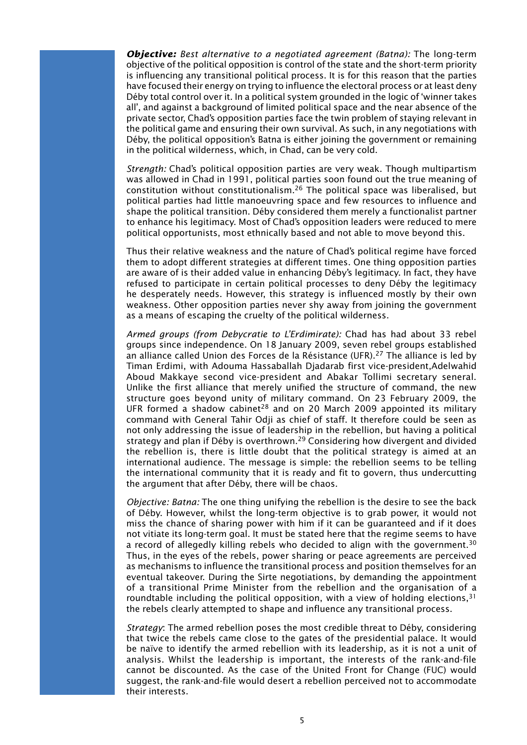***Objective:** Best alternative to a negotiated agreement (Batna):* The long-term objective of the political opposition is control of the state and the short-term priority is influencing any transitional political process. It is for this reason that the parties have focused their energy on trying to influence the electoral process or at least deny Déby total control over it. In a political system grounded in the logic of 'winner takes all', and against a background of limited political space and the near absence of the private sector, Chad's opposition parties face the twin problem of staying relevant in the political game and ensuring their own survival. As such, in any negotiations with Déby, the political opposition's Batna is either joining the government or remaining in the political wilderness, which, in Chad, can be very cold.

*Strength:* Chad's political opposition parties are very weak. Though multipartism was allowed in Chad in 1991, political parties soon found out the true meaning of constitution without constitutionalism.[26] The political space was liberalised, but political parties had little manoeuvring space and few resources to influence and shape the political transition. Déby considered them merely a functionalist partner to enhance his legitimacy. Most of Chad's opposition leaders were reduced to mere political opportunists, most ethnically based and not able to move beyond this.

Thus their relative weakness and the nature of Chad's political regime have forced them to adopt different strategies at different times. One thing opposition parties are aware of is their added value in enhancing Déby's legitimacy. In fact, they have refused to participate in certain political processes to deny Déby the legitimacy he desperately needs. However, this strategy is influenced mostly by their own weakness. Other opposition parties never shy away from joining the government as a means of escaping the cruelty of the political wilderness.

*Armed groups (from Debycratie to L'Erdimirate):* Chad has had about 33 rebel groups since independence. On 18 January 2009, seven rebel groups established an alliance called Union des Forces de la Résistance (UFR).[27] The alliance is led by Timan Erdimi, with Adouma Hassaballah Djadarab first vice-president,Adelwahid Aboud Makkaye second vice-president and Abakar Tollimi secretary seneral. Unlike the first alliance that merely unified the structure of command, the new structure goes beyond unity of military command. On 23 February 2009, the UFR formed a shadow cabinet[28] and on 20 March 2009 appointed its military command with General Tahir Odji as chief of staff. It therefore could be seen as not only addressing the issue of leadership in the rebellion, but having a political strategy and plan if Déby is overthrown.[29] Considering how divergent and divided the rebellion is, there is little doubt that the political strategy is aimed at an international audience. The message is simple: the rebellion seems to be telling the international community that it is ready and fit to govern, thus undercutting the argument that after Déby, there will be chaos.

*Objective: Batna:* The one thing unifying the rebellion is the desire to see the back of Déby. However, whilst the long-term objective is to grab power, it would not miss the chance of sharing power with him if it can be guaranteed and if it does not vitiate its long-term goal. It must be stated here that the regime seems to have a record of allegedly killing rebels who decided to align with the government.[30] Thus, in the eyes of the rebels, power sharing or peace agreements are perceived as mechanisms to influence the transitional process and position themselves for an eventual takeover. During the Sirte negotiations, by demanding the appointment of a transitional Prime Minister from the rebellion and the organisation of a roundtable including the political opposition, with a view of holding elections,[31] the rebels clearly attempted to shape and influence any transitional process.

*Strategy*: The armed rebellion poses the most credible threat to Déby, considering that twice the rebels came close to the gates of the presidential palace. It would be naïve to identify the armed rebellion with its leadership, as it is not a unit of analysis. Whilst the leadership is important, the interests of the rank-and-file cannot be discounted. As the case of the United Front for Change (FUC) would suggest, the rank-and-file would desert a rebellion perceived not to accommodate their interests.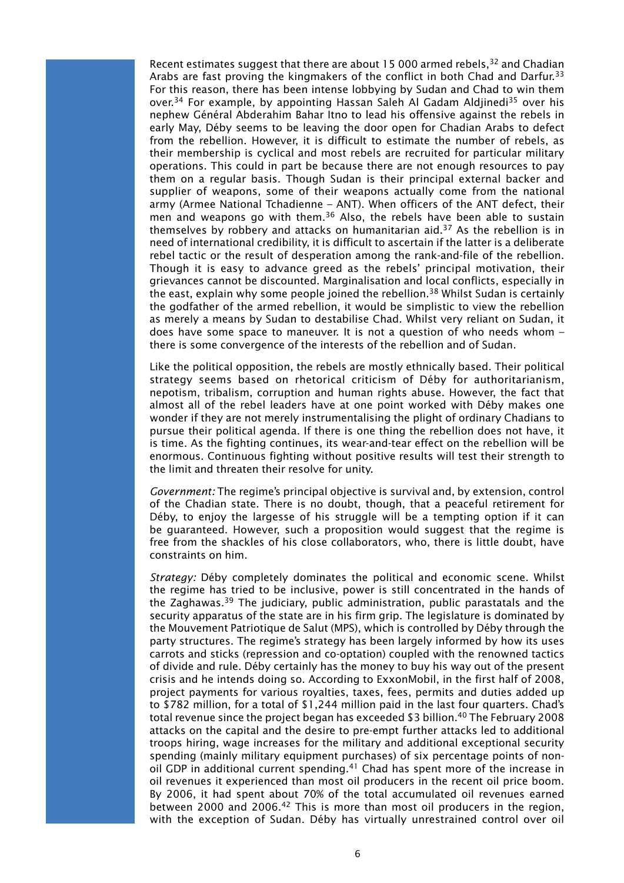Recent estimates suggest that there are about 15 000 armed rebels,[32] and Chadian Arabs are fast proving the kingmakers of the conflict in both Chad and Darfur.[33] For this reason, there has been intense lobbying by Sudan and Chad to win them over.[34] For example, by appointing Hassan Saleh Al Gadam Aldjinedi[35] over his nephew Général Abderahim Bahar Itno to lead his offensive against the rebels in early May, Déby seems to be leaving the door open for Chadian Arabs to defect from the rebellion. However, it is difficult to estimate the number of rebels, as their membership is cyclical and most rebels are recruited for particular military operations. This could in part be because there are not enough resources to pay them on a regular basis. Though Sudan is their principal external backer and supplier of weapons, some of their weapons actually come from the national army (Armee National Tchadienne – ANT). When officers of the ANT defect, their men and weapons go with them.[36] Also, the rebels have been able to sustain themselves by robbery and attacks on humanitarian aid.[37] As the rebellion is in need of international credibility, it is difficult to ascertain if the latter is a deliberate rebel tactic or the result of desperation among the rank-and-file of the rebellion. Though it is easy to advance greed as the rebels' principal motivation, their grievances cannot be discounted. Marginalisation and local conflicts, especially in the east, explain why some people joined the rebellion.[38] Whilst Sudan is certainly the godfather of the armed rebellion, it would be simplistic to view the rebellion as merely a means by Sudan to destabilise Chad. Whilst very reliant on Sudan, it does have some space to maneuver. It is not a question of who needs whom – there is some convergence of the interests of the rebellion and of Sudan.

Like the political opposition, the rebels are mostly ethnically based. Their political strategy seems based on rhetorical criticism of Déby for authoritarianism, nepotism, tribalism, corruption and human rights abuse. However, the fact that almost all of the rebel leaders have at one point worked with Déby makes one wonder if they are not merely instrumentalising the plight of ordinary Chadians to pursue their political agenda. If there is one thing the rebellion does not have, it is time. As the fighting continues, its wear-and-tear effect on the rebellion will be enormous. Continuous fighting without positive results will test their strength to the limit and threaten their resolve for unity.

*Government:* The regime's principal objective is survival and, by extension, control of the Chadian state. There is no doubt, though, that a peaceful retirement for Déby, to enjoy the largesse of his struggle will be a tempting option if it can be guaranteed. However, such a proposition would suggest that the regime is free from the shackles of his close collaborators, who, there is little doubt, have constraints on him.

*Strategy:* Déby completely dominates the political and economic scene. Whilst the regime has tried to be inclusive, power is still concentrated in the hands of the Zaghawas.[39] The judiciary, public administration, public parastatals and the security apparatus of the state are in his firm grip. The legislature is dominated by the Mouvement Patriotique de Salut (MPS), which is controlled by Déby through the party structures. The regime's strategy has been largely informed by how its uses carrots and sticks (repression and co-optation) coupled with the renowned tactics of divide and rule. Déby certainly has the money to buy his way out of the present crisis and he intends doing so. According to ExxonMobil, in the first half of 2008, project payments for various royalties, taxes, fees, permits and duties added up to $782 million, for a total of $1,244 million paid in the last four quarters. Chad's total revenue since the project began has exceeded $3 billion.[40] The February 2008 attacks on the capital and the desire to pre-empt further attacks led to additional troops hiring, wage increases for the military and additional exceptional security spending (mainly military equipment purchases) of six percentage points of non-oil GDP in additional current spending.[41] Chad has spent more of the increase in oil revenues it experienced than most oil producers in the recent oil price boom. By 2006, it had spent about 70% of the total accumulated oil revenues earned between 2000 and 2006.[42] This is more than most oil producers in the region, with the exception of Sudan. Déby has virtually unrestrained control over oil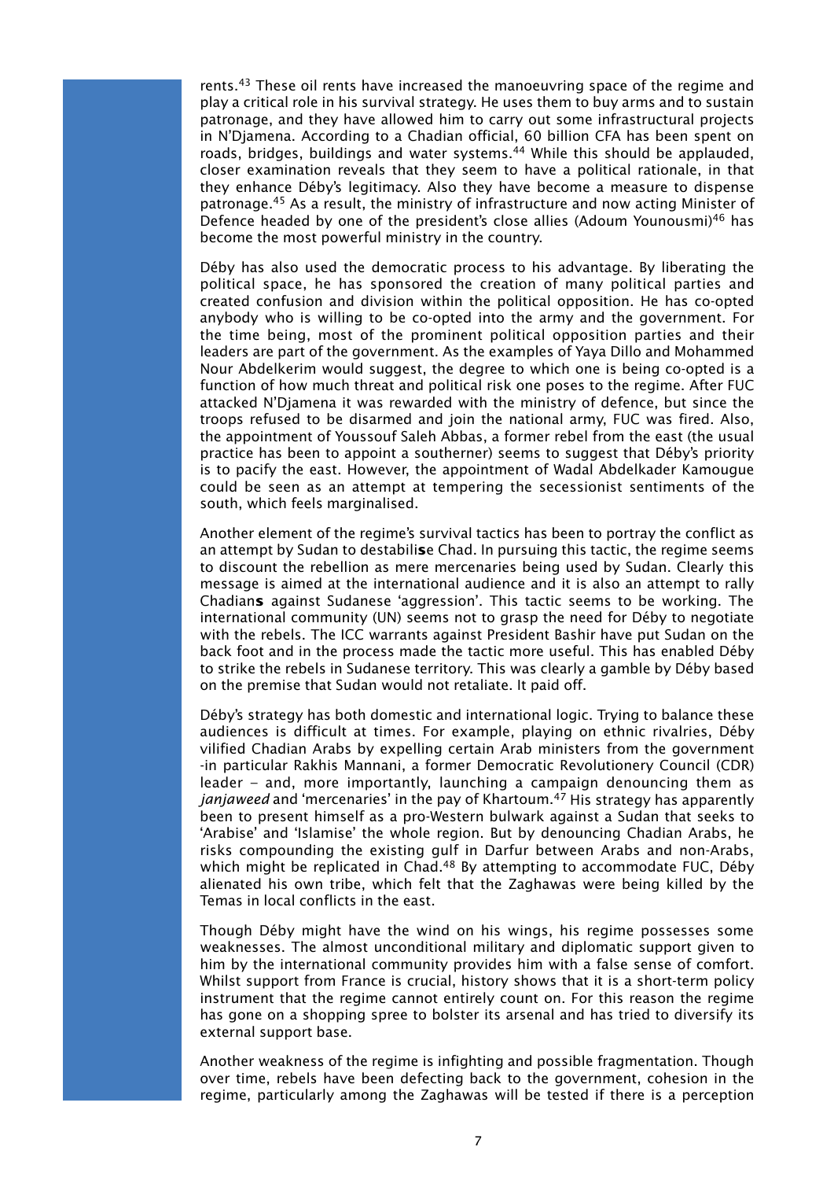rents.[43] These oil rents have increased the manoeuvring space of the regime and play a critical role in his survival strategy. He uses them to buy arms and to sustain patronage, and they have allowed him to carry out some infrastructural projects in N'Djamena. According to a Chadian official, 60 billion CFA has been spent on roads, bridges, buildings and water systems.[44] While this should be applauded, closer examination reveals that they seem to have a political rationale, in that they enhance Déby's legitimacy. Also they have become a measure to dispense patronage.[45] As a result, the ministry of infrastructure and now acting Minister of Defence headed by one of the president's close allies (Adoum Younousmi)[46] has become the most powerful ministry in the country.

Déby has also used the democratic process to his advantage. By liberating the political space, he has sponsored the creation of many political parties and created confusion and division within the political opposition. He has co-opted anybody who is willing to be co-opted into the army and the government. For the time being, most of the prominent political opposition parties and their leaders are part of the government. As the examples of Yaya Dillo and Mohammed Nour Abdelkerim would suggest, the degree to which one is being co-opted is a function of how much threat and political risk one poses to the regime. After FUC attacked N'Djamena it was rewarded with the ministry of defence, but since the troops refused to be disarmed and join the national army, FUC was fired. Also, the appointment of Youssouf Saleh Abbas, a former rebel from the east (the usual practice has been to appoint a southerner) seems to suggest that Déby's priority is to pacify the east. However, the appointment of Wadal Abdelkader Kamougue could be seen as an attempt at tempering the secessionist sentiments of the south, which feels marginalised.

Another element of the regime's survival tactics has been to portray the conflict as an attempt by Sudan to destabili**s**e Chad. In pursuing this tactic, the regime seems to discount the rebellion as mere mercenaries being used by Sudan. Clearly this message is aimed at the international audience and it is also an attempt to rally Chadian**s** against Sudanese 'aggression'. This tactic seems to be working. The international community (UN) seems not to grasp the need for Déby to negotiate with the rebels. The ICC warrants against President Bashir have put Sudan on the back foot and in the process made the tactic more useful. This has enabled Déby to strike the rebels in Sudanese territory. This was clearly a gamble by Déby based on the premise that Sudan would not retaliate. It paid off.

Déby's strategy has both domestic and international logic. Trying to balance these audiences is difficult at times. For example, playing on ethnic rivalries, Déby vilified Chadian Arabs by expelling certain Arab ministers from the government -in particular Rakhis Mannani, a former Democratic Revolutionery Council (CDR) leader – and, more importantly, launching a campaign denouncing them as *janjaweed* and 'mercenaries' in the pay of Khartoum.[47] His strategy has apparently been to present himself as a pro-Western bulwark against a Sudan that seeks to 'Arabise' and 'Islamise' the whole region. But by denouncing Chadian Arabs, he risks compounding the existing gulf in Darfur between Arabs and non-Arabs, which might be replicated in Chad.[48] By attempting to accommodate FUC, Déby alienated his own tribe, which felt that the Zaghawas were being killed by the Temas in local conflicts in the east.

Though Déby might have the wind on his wings, his regime possesses some weaknesses. The almost unconditional military and diplomatic support given to him by the international community provides him with a false sense of comfort. Whilst support from France is crucial, history shows that it is a short-term policy instrument that the regime cannot entirely count on. For this reason the regime has gone on a shopping spree to bolster its arsenal and has tried to diversify its external support base.

Another weakness of the regime is infighting and possible fragmentation. Though over time, rebels have been defecting back to the government, cohesion in the regime, particularly among the Zaghawas will be tested if there is a perception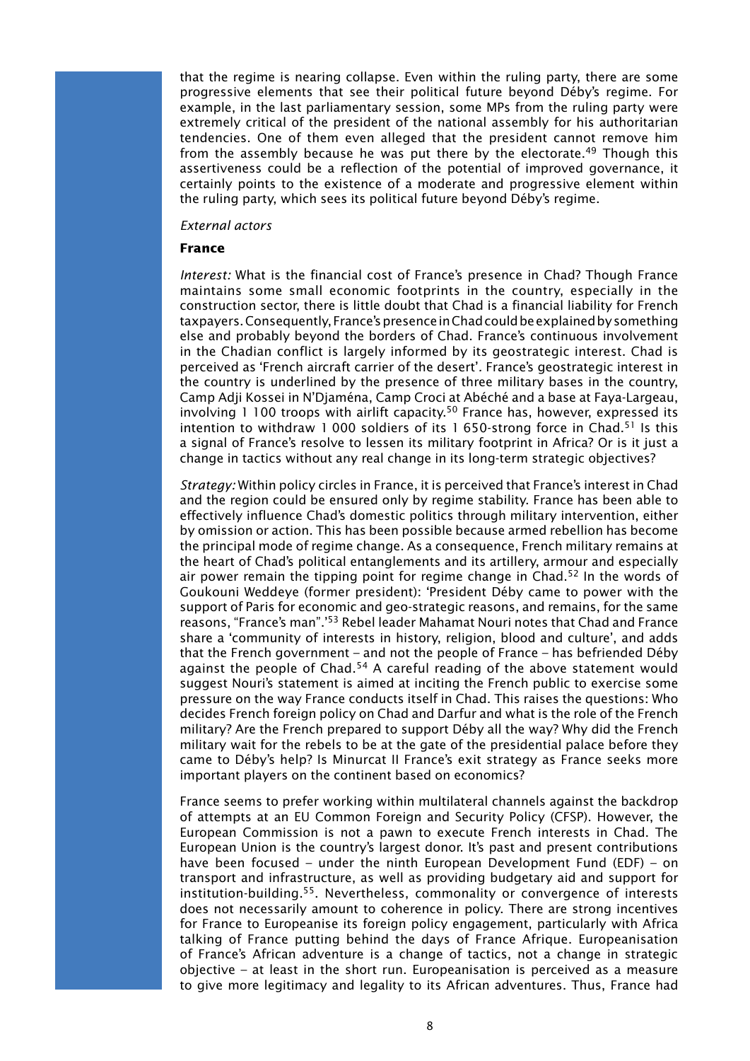that the regime is nearing collapse. Even within the ruling party, there are some progressive elements that see their political future beyond Déby's regime. For example, in the last parliamentary session, some MPs from the ruling party were extremely critical of the president of the national assembly for his authoritarian tendencies. One of them even alleged that the president cannot remove him from the assembly because he was put there by the electorate.[49] Though this assertiveness could be a reflection of the potential of improved governance, it certainly points to the existence of a moderate and progressive element within the ruling party, which sees its political future beyond Déby's regime.

*External actors*

**France**

*Interest:* What is the financial cost of France's presence in Chad? Though France maintains some small economic footprints in the country, especially in the construction sector, there is little doubt that Chad is a financial liability for French taxpayers. Consequently, France's presence in Chad could be explained by something else and probably beyond the borders of Chad. France's continuous involvement in the Chadian conflict is largely informed by its geostrategic interest. Chad is perceived as 'French aircraft carrier of the desert'. France's geostrategic interest in the country is underlined by the presence of three military bases in the country, Camp Adji Kossei in N'Djaména, Camp Croci at Abéché and a base at Faya-Largeau, involving 1 100 troops with airlift capacity.[50] France has, however, expressed its intention to withdraw 1 000 soldiers of its 1 650-strong force in Chad.[51] Is this a signal of France's resolve to lessen its military footprint in Africa? Or is it just a change in tactics without any real change in its long-term strategic objectives?

*Strategy:* Within policy circles in France, it is perceived that France's interest in Chad and the region could be ensured only by regime stability. France has been able to effectively influence Chad's domestic politics through military intervention, either by omission or action. This has been possible because armed rebellion has become the principal mode of regime change. As a consequence, French military remains at the heart of Chad's political entanglements and its artillery, armour and especially air power remain the tipping point for regime change in Chad.[52] In the words of Goukouni Weddeye (former president): 'President Déby came to power with the support of Paris for economic and geo-strategic reasons, and remains, for the same reasons, "France's man".'[53] Rebel leader Mahamat Nouri notes that Chad and France share a 'community of interests in history, religion, blood and culture', and adds that the French government – and not the people of France – has befriended Déby against the people of Chad.[54] A careful reading of the above statement would suggest Nouri's statement is aimed at inciting the French public to exercise some pressure on the way France conducts itself in Chad. This raises the questions: Who decides French foreign policy on Chad and Darfur and what is the role of the French military? Are the French prepared to support Déby all the way? Why did the French military wait for the rebels to be at the gate of the presidential palace before they came to Déby's help? Is Minurcat II France's exit strategy as France seeks more important players on the continent based on economics?

France seems to prefer working within multilateral channels against the backdrop of attempts at an EU Common Foreign and Security Policy (CFSP). However, the European Commission is not a pawn to execute French interests in Chad. The European Union is the country's largest donor. It's past and present contributions have been focused – under the ninth European Development Fund (EDF) – on transport and infrastructure, as well as providing budgetary aid and support for institution-building.[55]. Nevertheless, commonality or convergence of interests does not necessarily amount to coherence in policy. There are strong incentives for France to Europeanise its foreign policy engagement, particularly with Africa talking of France putting behind the days of France Afrique. Europeanisation of France's African adventure is a change of tactics, not a change in strategic objective – at least in the short run. Europeanisation is perceived as a measure to give more legitimacy and legality to its African adventures. Thus, France had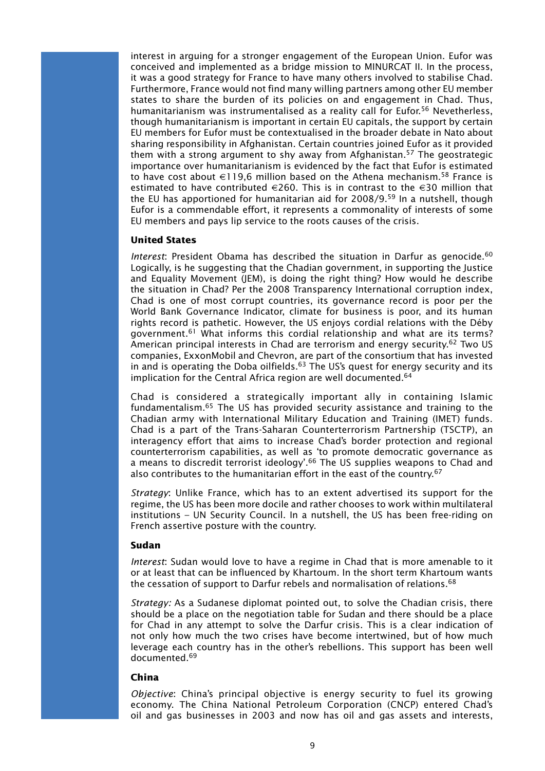interest in arguing for a stronger engagement of the European Union. Eufor was conceived and implemented as a bridge mission to MINURCAT II. In the process, it was a good strategy for France to have many others involved to stabilise Chad. Furthermore, France would not find many willing partners among other EU member states to share the burden of its policies on and engagement in Chad. Thus, humanitarianism was instrumentalised as a reality call for Eufor.[56] Nevetherless, though humanitarianism is important in certain EU capitals, the support by certain EU members for Eufor must be contextualised in the broader debate in Nato about sharing responsibility in Afghanistan. Certain countries joined Eufor as it provided them with a strong argument to shy away from Afghanistan.[57] The geostrategic importance over humanitarianism is evidenced by the fact that Eufor is estimated to have cost about €119,6 million based on the Athena mechanism.[58] France is estimated to have contributed €260. This is in contrast to the €30 million that the EU has apportioned for humanitarian aid for 2008/9.[59] In a nutshell, though Eufor is a commendable effort, it represents a commonality of interests of some EU members and pays lip service to the roots causes of the crisis.

### United States

*Interest*: President Obama has described the situation in Darfur as genocide.[60] Logically, is he suggesting that the Chadian government, in supporting the Justice and Equality Movement (JEM), is doing the right thing? How would he describe the situation in Chad? Per the 2008 Transparency International corruption index, Chad is one of most corrupt countries, its governance record is poor per the World Bank Governance Indicator, climate for business is poor, and its human rights record is pathetic. However, the US enjoys cordial relations with the Déby government.[61] What informs this cordial relationship and what are its terms? American principal interests in Chad are terrorism and energy security.[62] Two US companies, ExxonMobil and Chevron, are part of the consortium that has invested in and is operating the Doba oilfields.[63] The US's quest for energy security and its implication for the Central Africa region are well documented.[64]

Chad is considered a strategically important ally in containing Islamic fundamentalism.[65] The US has provided security assistance and training to the Chadian army with International Military Education and Training (IMET) funds. Chad is a part of the Trans-Saharan Counterterrorism Partnership (TSCTP), an interagency effort that aims to increase Chad's border protection and regional counterterrorism capabilities, as well as 'to promote democratic governance as a means to discredit terrorist ideology'.[66] The US supplies weapons to Chad and also contributes to the humanitarian effort in the east of the country.[67]

*Strategy*: Unlike France, which has to an extent advertised its support for the regime, the US has been more docile and rather chooses to work within multilateral institutions – UN Security Council. In a nutshell, the US has been free-riding on French assertive posture with the country.

### Sudan

*Interest*: Sudan would love to have a regime in Chad that is more amenable to it or at least that can be influenced by Khartoum. In the short term Khartoum wants the cessation of support to Darfur rebels and normalisation of relations.[68]

*Strategy:* As a Sudanese diplomat pointed out, to solve the Chadian crisis, there should be a place on the negotiation table for Sudan and there should be a place for Chad in any attempt to solve the Darfur crisis. This is a clear indication of not only how much the two crises have become intertwined, but of how much leverage each country has in the other's rebellions. This support has been well documented.[69]

### China

*Objective*: China's principal objective is energy security to fuel its growing economy. The China National Petroleum Corporation (CNCP) entered Chad's oil and gas businesses in 2003 and now has oil and gas assets and interests,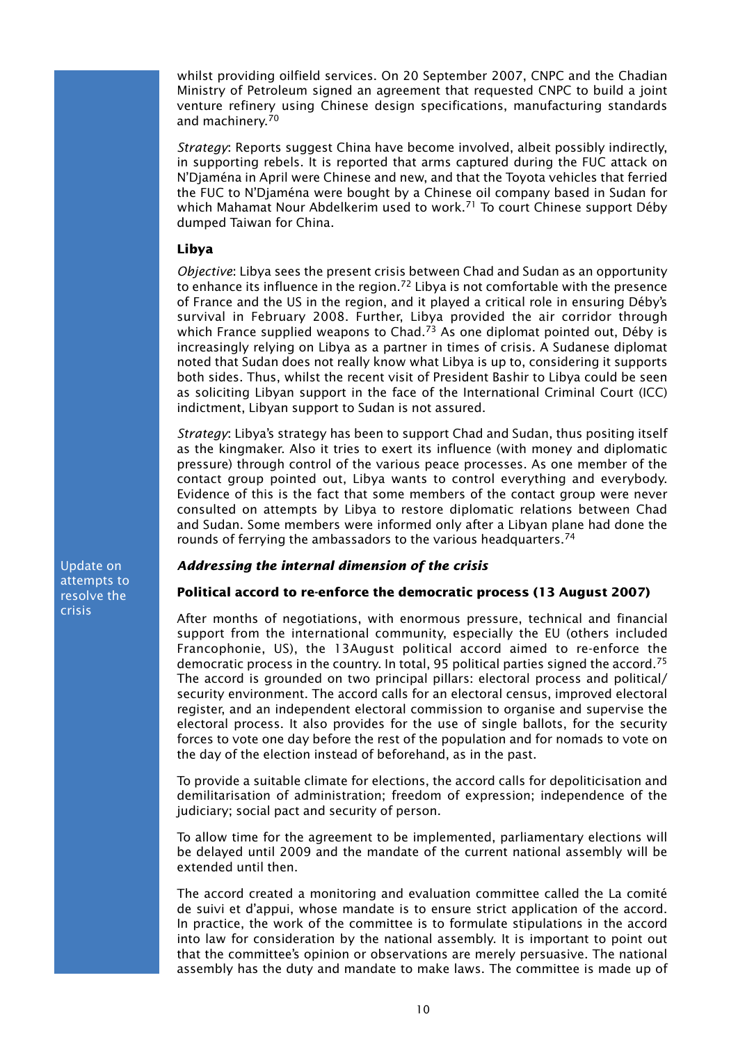whilst providing oilfield services. On 20 September 2007, CNPC and the Chadian Ministry of Petroleum signed an agreement that requested CNPC to build a joint venture refinery using Chinese design specifications, manufacturing standards and machinery.[70]

*Strategy*: Reports suggest China have become involved, albeit possibly indirectly, in supporting rebels. It is reported that arms captured during the FUC attack on N'Djaména in April were Chinese and new, and that the Toyota vehicles that ferried the FUC to N'Djaména were bought by a Chinese oil company based in Sudan for which Mahamat Nour Abdelkerim used to work.[71] To court Chinese support Déby dumped Taiwan for China.

**Libya**

*Objective*: Libya sees the present crisis between Chad and Sudan as an opportunity to enhance its influence in the region.[72] Libya is not comfortable with the presence of France and the US in the region, and it played a critical role in ensuring Déby's survival in February 2008. Further, Libya provided the air corridor through which France supplied weapons to Chad.[73] As one diplomat pointed out, Déby is increasingly relying on Libya as a partner in times of crisis. A Sudanese diplomat noted that Sudan does not really know what Libya is up to, considering it supports both sides. Thus, whilst the recent visit of President Bashir to Libya could be seen as soliciting Libyan support in the face of the International Criminal Court (ICC) indictment, Libyan support to Sudan is not assured.

*Strategy*: Libya's strategy has been to support Chad and Sudan, thus positing itself as the kingmaker. Also it tries to exert its influence (with money and diplomatic pressure) through control of the various peace processes. As one member of the contact group pointed out, Libya wants to control everything and everybody. Evidence of this is the fact that some members of the contact group were never consulted on attempts by Libya to restore diplomatic relations between Chad and Sudan. Some members were informed only after a Libyan plane had done the rounds of ferrying the ambassadors to the various headquarters.[74]

## Update on attempts to resolve the crisis

### *Addressing the internal dimension of the crisis*

**Political accord to re-enforce the democratic process (13 August 2007)**

After months of negotiations, with enormous pressure, technical and financial support from the international community, especially the EU (others included Francophonie, US), the 13August political accord aimed to re-enforce the democratic process in the country. In total, 95 political parties signed the accord.[75] The accord is grounded on two principal pillars: electoral process and political/security environment. The accord calls for an electoral census, improved electoral register, and an independent electoral commission to organise and supervise the electoral process. It also provides for the use of single ballots, for the security forces to vote one day before the rest of the population and for nomads to vote on the day of the election instead of beforehand, as in the past.

To provide a suitable climate for elections, the accord calls for depoliticisation and demilitarisation of administration; freedom of expression; independence of the judiciary; social pact and security of person.

To allow time for the agreement to be implemented, parliamentary elections will be delayed until 2009 and the mandate of the current national assembly will be extended until then.

The accord created a monitoring and evaluation committee called the La comité de suivi et d'appui, whose mandate is to ensure strict application of the accord. In practice, the work of the committee is to formulate stipulations in the accord into law for consideration by the national assembly. It is important to point out that the committee's opinion or observations are merely persuasive. The national assembly has the duty and mandate to make laws. The committee is made up of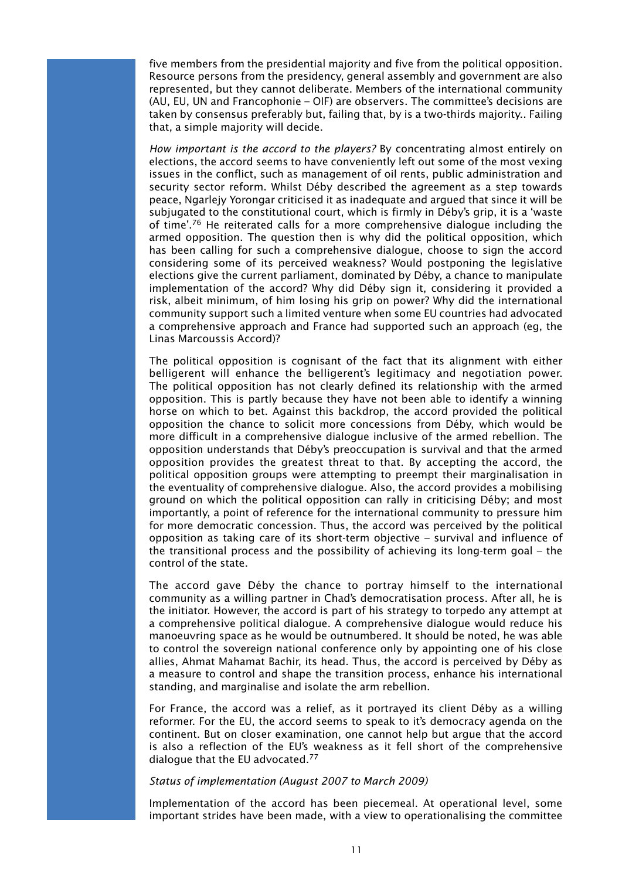five members from the presidential majority and five from the political opposition. Resource persons from the presidency, general assembly and government are also represented, but they cannot deliberate. Members of the international community (AU, EU, UN and Francophonie – OIF) are observers. The committee's decisions are taken by consensus preferably but, failing that, by is a two-thirds majority.. Failing that, a simple majority will decide.

*How important is the accord to the players?* By concentrating almost entirely on elections, the accord seems to have conveniently left out some of the most vexing issues in the conflict, such as management of oil rents, public administration and security sector reform. Whilst Déby described the agreement as a step towards peace, Ngarlejy Yorongar criticised it as inadequate and argued that since it will be subjugated to the constitutional court, which is firmly in Déby's grip, it is a 'waste of time'.[76] He reiterated calls for a more comprehensive dialogue including the armed opposition. The question then is why did the political opposition, which has been calling for such a comprehensive dialogue, choose to sign the accord considering some of its perceived weakness? Would postponing the legislative elections give the current parliament, dominated by Déby, a chance to manipulate implementation of the accord? Why did Déby sign it, considering it provided a risk, albeit minimum, of him losing his grip on power? Why did the international community support such a limited venture when some EU countries had advocated a comprehensive approach and France had supported such an approach (eg, the Linas Marcoussis Accord)?

The political opposition is cognisant of the fact that its alignment with either belligerent will enhance the belligerent's legitimacy and negotiation power. The political opposition has not clearly defined its relationship with the armed opposition. This is partly because they have not been able to identify a winning horse on which to bet. Against this backdrop, the accord provided the political opposition the chance to solicit more concessions from Déby, which would be more difficult in a comprehensive dialogue inclusive of the armed rebellion. The opposition understands that Déby's preoccupation is survival and that the armed opposition provides the greatest threat to that. By accepting the accord, the political opposition groups were attempting to preempt their marginalisation in the eventuality of comprehensive dialogue. Also, the accord provides a mobilising ground on which the political opposition can rally in criticising Déby; and most importantly, a point of reference for the international community to pressure him for more democratic concession. Thus, the accord was perceived by the political opposition as taking care of its short-term objective – survival and influence of the transitional process and the possibility of achieving its long-term goal – the control of the state.

The accord gave Déby the chance to portray himself to the international community as a willing partner in Chad's democratisation process. After all, he is the initiator. However, the accord is part of his strategy to torpedo any attempt at a comprehensive political dialogue. A comprehensive dialogue would reduce his manoeuvring space as he would be outnumbered. It should be noted, he was able to control the sovereign national conference only by appointing one of his close allies, Ahmat Mahamat Bachir, its head. Thus, the accord is perceived by Déby as a measure to control and shape the transition process, enhance his international standing, and marginalise and isolate the arm rebellion.

For France, the accord was a relief, as it portrayed its client Déby as a willing reformer. For the EU, the accord seems to speak to it's democracy agenda on the continent. But on closer examination, one cannot help but argue that the accord is also a reflection of the EU's weakness as it fell short of the comprehensive dialogue that the EU advocated.[77]

*Status of implementation (August 2007 to March 2009)*

Implementation of the accord has been piecemeal. At operational level, some important strides have been made, with a view to operationalising the committee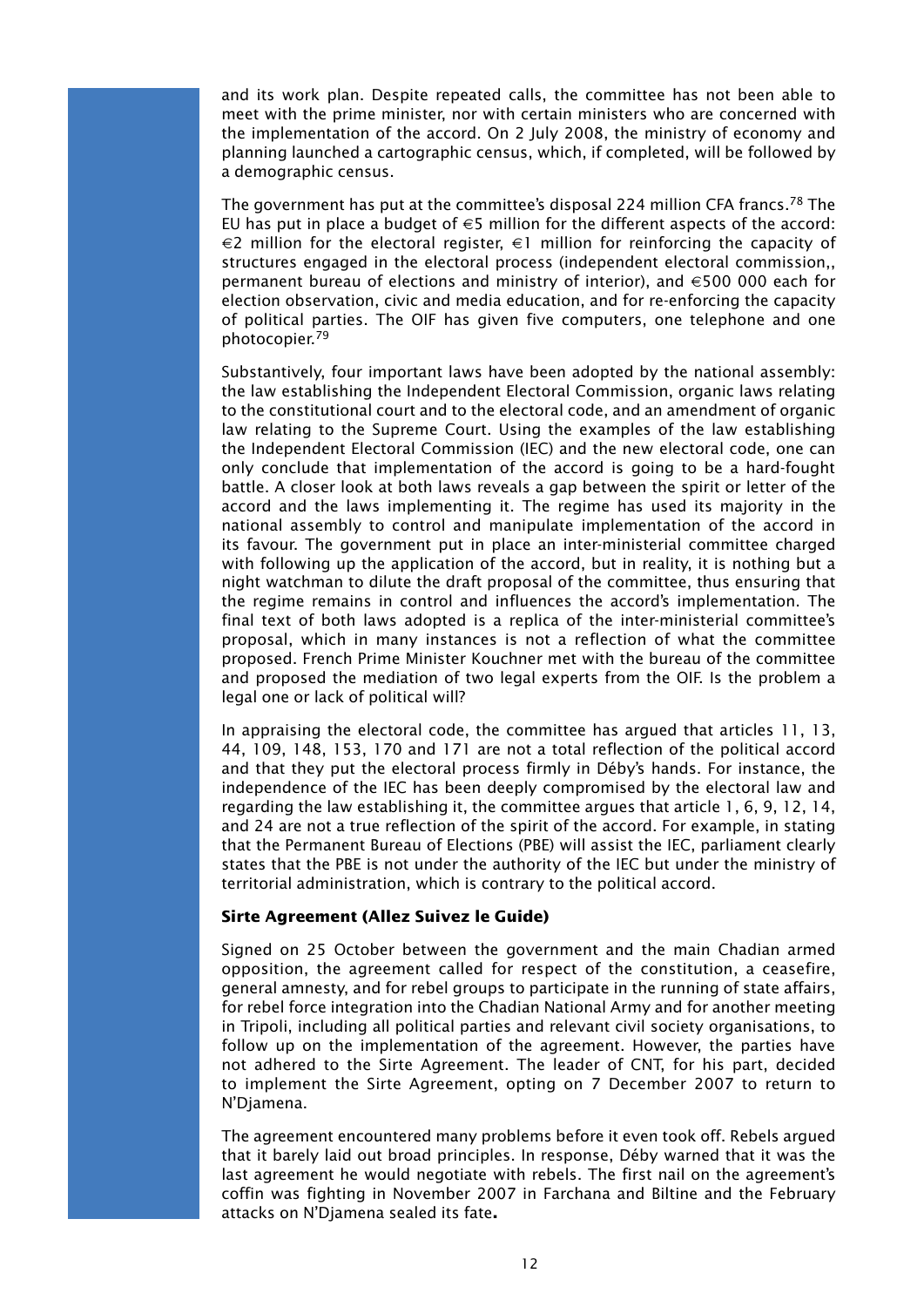and its work plan. Despite repeated calls, the committee has not been able to meet with the prime minister, nor with certain ministers who are concerned with the implementation of the accord. On 2 July 2008, the ministry of economy and planning launched a cartographic census, which, if completed, will be followed by a demographic census.

The government has put at the committee's disposal 224 million CFA francs.[78] The EU has put in place a budget of €5 million for the different aspects of the accord: €2 million for the electoral register, €1 million for reinforcing the capacity of structures engaged in the electoral process (independent electoral commission,, permanent bureau of elections and ministry of interior), and €500 000 each for election observation, civic and media education, and for re-enforcing the capacity of political parties. The OIF has given five computers, one telephone and one photocopier.[79]

Substantively, four important laws have been adopted by the national assembly: the law establishing the Independent Electoral Commission, organic laws relating to the constitutional court and to the electoral code, and an amendment of organic law relating to the Supreme Court. Using the examples of the law establishing the Independent Electoral Commission (IEC) and the new electoral code, one can only conclude that implementation of the accord is going to be a hard-fought battle. A closer look at both laws reveals a gap between the spirit or letter of the accord and the laws implementing it. The regime has used its majority in the national assembly to control and manipulate implementation of the accord in its favour. The government put in place an inter-ministerial committee charged with following up the application of the accord, but in reality, it is nothing but a night watchman to dilute the draft proposal of the committee, thus ensuring that the regime remains in control and influences the accord's implementation. The final text of both laws adopted is a replica of the inter-ministerial committee's proposal, which in many instances is not a reflection of what the committee proposed. French Prime Minister Kouchner met with the bureau of the committee and proposed the mediation of two legal experts from the OIF. Is the problem a legal one or lack of political will?

In appraising the electoral code, the committee has argued that articles 11, 13, 44, 109, 148, 153, 170 and 171 are not a total reflection of the political accord and that they put the electoral process firmly in Déby's hands. For instance, the independence of the IEC has been deeply compromised by the electoral law and regarding the law establishing it, the committee argues that article 1, 6, 9, 12, 14, and 24 are not a true reflection of the spirit of the accord. For example, in stating that the Permanent Bureau of Elections (PBE) will assist the IEC, parliament clearly states that the PBE is not under the authority of the IEC but under the ministry of territorial administration, which is contrary to the political accord.

**Sirte Agreement (Allez Suivez le Guide)**

Signed on 25 October between the government and the main Chadian armed opposition, the agreement called for respect of the constitution, a ceasefire, general amnesty, and for rebel groups to participate in the running of state affairs, for rebel force integration into the Chadian National Army and for another meeting in Tripoli, including all political parties and relevant civil society organisations, to follow up on the implementation of the agreement. However, the parties have not adhered to the Sirte Agreement. The leader of CNT, for his part, decided to implement the Sirte Agreement, opting on 7 December 2007 to return to N'Djamena.

The agreement encountered many problems before it even took off. Rebels argued that it barely laid out broad principles. In response, Déby warned that it was the last agreement he would negotiate with rebels. The first nail on the agreement's coffin was fighting in November 2007 in Farchana and Biltine and the February attacks on N'Djamena sealed its fate**.**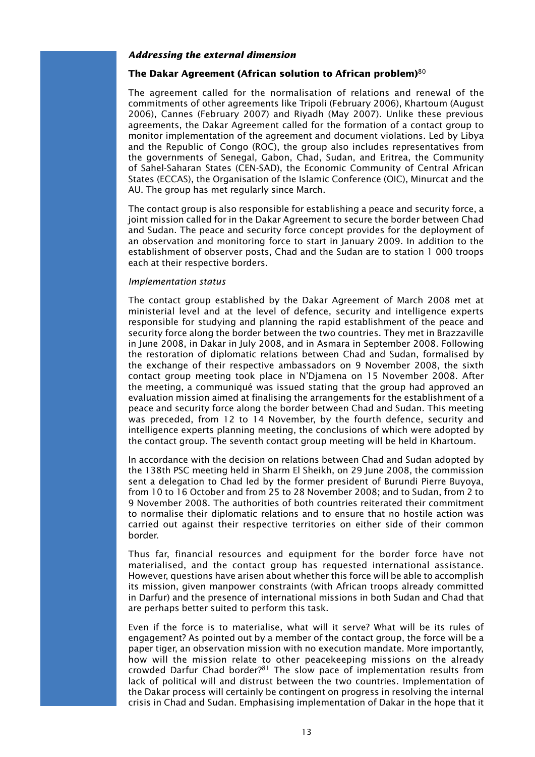***Addressing the external dimension***

**The Dakar Agreement (African solution to African problem)**[80]

The agreement called for the normalisation of relations and renewal of the commitments of other agreements like Tripoli (February 2006), Khartoum (August 2006), Cannes (February 2007) and Riyadh (May 2007). Unlike these previous agreements, the Dakar Agreement called for the formation of a contact group to monitor implementation of the agreement and document violations. Led by Libya and the Republic of Congo (ROC), the group also includes representatives from the governments of Senegal, Gabon, Chad, Sudan, and Eritrea, the Community of Sahel-Saharan States (CEN-SAD), the Economic Community of Central African States (ECCAS), the Organisation of the Islamic Conference (OIC), Minurcat and the AU. The group has met regularly since March.

The contact group is also responsible for establishing a peace and security force, a joint mission called for in the Dakar Agreement to secure the border between Chad and Sudan. The peace and security force concept provides for the deployment of an observation and monitoring force to start in January 2009. In addition to the establishment of observer posts, Chad and the Sudan are to station 1 000 troops each at their respective borders.

*Implementation status*

The contact group established by the Dakar Agreement of March 2008 met at ministerial level and at the level of defence, security and intelligence experts responsible for studying and planning the rapid establishment of the peace and security force along the border between the two countries. They met in Brazzaville in June 2008, in Dakar in July 2008, and in Asmara in September 2008. Following the restoration of diplomatic relations between Chad and Sudan, formalised by the exchange of their respective ambassadors on 9 November 2008, the sixth contact group meeting took place in N'Djamena on 15 November 2008. After the meeting, a communiqué was issued stating that the group had approved an evaluation mission aimed at finalising the arrangements for the establishment of a peace and security force along the border between Chad and Sudan. This meeting was preceded, from 12 to 14 November, by the fourth defence, security and intelligence experts planning meeting, the conclusions of which were adopted by the contact group. The seventh contact group meeting will be held in Khartoum.

In accordance with the decision on relations between Chad and Sudan adopted by the 138th PSC meeting held in Sharm El Sheikh, on 29 June 2008, the commission sent a delegation to Chad led by the former president of Burundi Pierre Buyoya, from 10 to 16 October and from 25 to 28 November 2008; and to Sudan, from 2 to 9 November 2008. The authorities of both countries reiterated their commitment to normalise their diplomatic relations and to ensure that no hostile action was carried out against their respective territories on either side of their common border.

Thus far, financial resources and equipment for the border force have not materialised, and the contact group has requested international assistance. However, questions have arisen about whether this force will be able to accomplish its mission, given manpower constraints (with African troops already committed in Darfur) and the presence of international missions in both Sudan and Chad that are perhaps better suited to perform this task.

Even if the force is to materialise, what will it serve? What will be its rules of engagement? As pointed out by a member of the contact group, the force will be a paper tiger, an observation mission with no execution mandate. More importantly, how will the mission relate to other peacekeeping missions on the already crowded Darfur Chad border?[81] The slow pace of implementation results from lack of political will and distrust between the two countries. Implementation of the Dakar process will certainly be contingent on progress in resolving the internal crisis in Chad and Sudan. Emphasising implementation of Dakar in the hope that it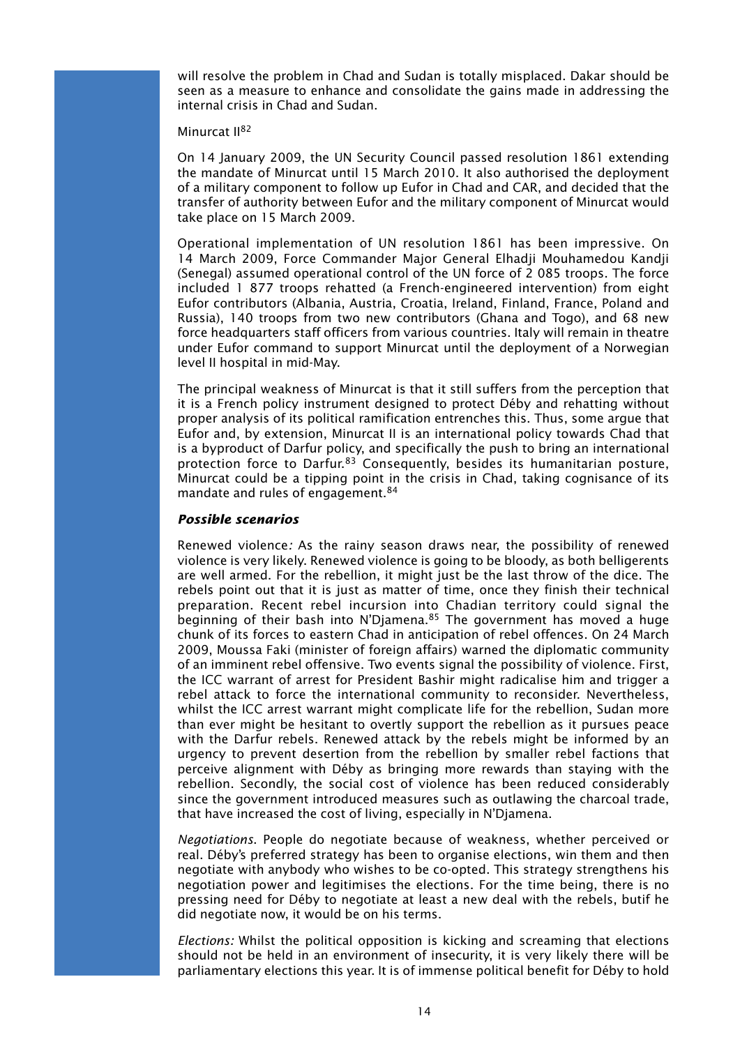will resolve the problem in Chad and Sudan is totally misplaced. Dakar should be seen as a measure to enhance and consolidate the gains made in addressing the internal crisis in Chad and Sudan.

Minurcat II[82]

On 14 January 2009, the UN Security Council passed resolution 1861 extending the mandate of Minurcat until 15 March 2010. It also authorised the deployment of a military component to follow up Eufor in Chad and CAR, and decided that the transfer of authority between Eufor and the military component of Minurcat would take place on 15 March 2009.

Operational implementation of UN resolution 1861 has been impressive. On 14 March 2009, Force Commander Major General Elhadji Mouhamedou Kandji (Senegal) assumed operational control of the UN force of 2 085 troops. The force included 1 877 troops rehatted (a French-engineered intervention) from eight Eufor contributors (Albania, Austria, Croatia, Ireland, Finland, France, Poland and Russia), 140 troops from two new contributors (Ghana and Togo), and 68 new force headquarters staff officers from various countries. Italy will remain in theatre under Eufor command to support Minurcat until the deployment of a Norwegian level II hospital in mid-May.

The principal weakness of Minurcat is that it still suffers from the perception that it is a French policy instrument designed to protect Déby and rehatting without proper analysis of its political ramification entrenches this. Thus, some argue that Eufor and, by extension, Minurcat II is an international policy towards Chad that is a byproduct of Darfur policy, and specifically the push to bring an international protection force to Darfur.[83] Consequently, besides its humanitarian posture, Minurcat could be a tipping point in the crisis in Chad, taking cognisance of its mandate and rules of engagement.[84]

***Possible scenarios***

Renewed violence*:* As the rainy season draws near, the possibility of renewed violence is very likely. Renewed violence is going to be bloody, as both belligerents are well armed. For the rebellion, it might just be the last throw of the dice. The rebels point out that it is just as matter of time, once they finish their technical preparation. Recent rebel incursion into Chadian territory could signal the beginning of their bash into N'Djamena.[85] The government has moved a huge chunk of its forces to eastern Chad in anticipation of rebel offences. On 24 March 2009, Moussa Faki (minister of foreign affairs) warned the diplomatic community of an imminent rebel offensive. Two events signal the possibility of violence. First, the ICC warrant of arrest for President Bashir might radicalise him and trigger a rebel attack to force the international community to reconsider. Nevertheless, whilst the ICC arrest warrant might complicate life for the rebellion, Sudan more than ever might be hesitant to overtly support the rebellion as it pursues peace with the Darfur rebels. Renewed attack by the rebels might be informed by an urgency to prevent desertion from the rebellion by smaller rebel factions that perceive alignment with Déby as bringing more rewards than staying with the rebellion. Secondly, the social cost of violence has been reduced considerably since the government introduced measures such as outlawing the charcoal trade, that have increased the cost of living, especially in N'Djamena.

*Negotiations.* People do negotiate because of weakness, whether perceived or real. Déby's preferred strategy has been to organise elections, win them and then negotiate with anybody who wishes to be co-opted. This strategy strengthens his negotiation power and legitimises the elections. For the time being, there is no pressing need for Déby to negotiate at least a new deal with the rebels, butif he did negotiate now, it would be on his terms.

*Elections:* Whilst the political opposition is kicking and screaming that elections should not be held in an environment of insecurity, it is very likely there will be parliamentary elections this year. It is of immense political benefit for Déby to hold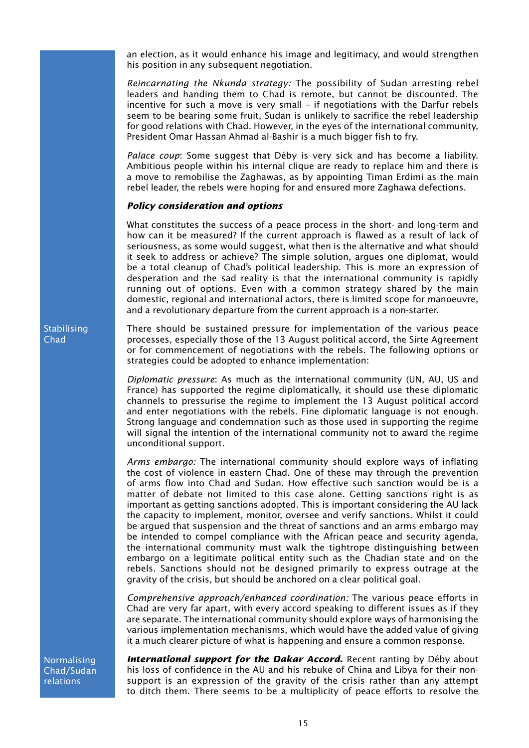an election, as it would enhance his image and legitimacy, and would strengthen his position in any subsequent negotiation.

*Reincarnating the Nkunda strategy:* The possibility of Sudan arresting rebel leaders and handing them to Chad is remote, but cannot be discounted. The incentive for such a move is very small – if negotiations with the Darfur rebels seem to be bearing some fruit, Sudan is unlikely to sacrifice the rebel leadership for good relations with Chad. However, in the eyes of the international community, President Omar Hassan Ahmad al-Bashir is a much bigger fish to fry.

*Palace coup*: Some suggest that Déby is very sick and has become a liability. Ambitious people within his internal clique are ready to replace him and there is a move to remobilise the Zaghawas, as by appointing Timan Erdimi as the main rebel leader, the rebels were hoping for and ensured more Zaghawa defections.

***Policy consideration and options***

What constitutes the success of a peace process in the short- and long-term and how can it be measured? If the current approach is flawed as a result of lack of seriousness, as some would suggest, what then is the alternative and what should it seek to address or achieve? The simple solution, argues one diplomat, would be a total cleanup of Chad's political leadership. This is more an expression of desperation and the sad reality is that the international community is rapidly running out of options. Even with a common strategy shared by the main domestic, regional and international actors, there is limited scope for manoeuvre, and a revolutionary departure from the current approach is a non-starter.

Stabilising Chad

There should be sustained pressure for implementation of the various peace processes, especially those of the 13 August political accord, the Sirte Agreement or for commencement of negotiations with the rebels. The following options or strategies could be adopted to enhance implementation:

*Diplomatic pressure*: As much as the international community (UN, AU, US and France) has supported the regime diplomatically, it should use these diplomatic channels to pressurise the regime to implement the 13 August political accord and enter negotiations with the rebels. Fine diplomatic language is not enough. Strong language and condemnation such as those used in supporting the regime will signal the intention of the international community not to award the regime unconditional support.

*Arms embargo:* The international community should explore ways of inflating the cost of violence in eastern Chad. One of these may through the prevention of arms flow into Chad and Sudan. How effective such sanction would be is a matter of debate not limited to this case alone. Getting sanctions right is as important as getting sanctions adopted. This is important considering the AU lack the capacity to implement, monitor, oversee and verify sanctions. Whilst it could be argued that suspension and the threat of sanctions and an arms embargo may be intended to compel compliance with the African peace and security agenda, the international community must walk the tightrope distinguishing between embargo on a legitimate political entity such as the Chadian state and on the rebels. Sanctions should not be designed primarily to express outrage at the gravity of the crisis, but should be anchored on a clear political goal.

*Comprehensive approach/enhanced coordination:* The various peace efforts in Chad are very far apart, with every accord speaking to different issues as if they are separate. The international community should explore ways of harmonising the various implementation mechanisms, which would have the added value of giving it a much clearer picture of what is happening and ensure a common response.

Normalising Chad/Sudan relations

***International support for the Dakar Accord.*** Recent ranting by Déby about his loss of confidence in the AU and his rebuke of China and Libya for their non-support is an expression of the gravity of the crisis rather than any attempt to ditch them. There seems to be a multiplicity of peace efforts to resolve the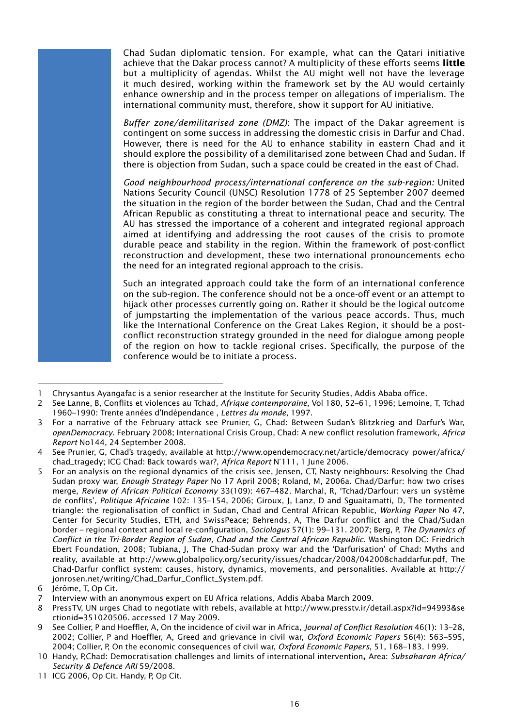Chad Sudan diplomatic tension. For example, what can the Qatari initiative achieve that the Dakar process cannot? A multiplicity of these efforts seems **little** but a multiplicity of agendas. Whilst the AU might well not have the leverage it much desired, working within the framework set by the AU would certainly enhance ownership and in the process temper on allegations of imperialism. The international community must, therefore, show it support for AU initiative.

*Buffer zone/demilitarised zone (DMZ)*: The impact of the Dakar agreement is contingent on some success in addressing the domestic crisis in Darfur and Chad. However, there is need for the AU to enhance stability in eastern Chad and it should explore the possibility of a demilitarised zone between Chad and Sudan. If there is objection from Sudan, such a space could be created in the east of Chad.

*Good neighbourhood process/international conference on the sub-region:* United Nations Security Council (UNSC) Resolution 1778 of 25 September 2007 deemed the situation in the region of the border between the Sudan, Chad and the Central African Republic as constituting a threat to international peace and security. The AU has stressed the importance of a coherent and integrated regional approach aimed at identifying and addressing the root causes of the crisis to promote durable peace and stability in the region. Within the framework of post-conflict reconstruction and development, these two international pronouncements echo the need for an integrated regional approach to the crisis.

Such an integrated approach could take the form of an international conference on the sub-region. The conference should not be a once-off event or an attempt to hijack other processes currently going on. Rather it should be the logical outcome of jumpstarting the implementation of the various peace accords. Thus, much like the International Conference on the Great Lakes Region, it should be a post-conflict reconstruction strategy grounded in the need for dialogue among people of the region on how to tackle regional crises. Specifically, the purpose of the conference would be to initiate a process.

---

1 Chrysantus Ayangafac is a senior researcher at the Institute for Security Studies, Addis Ababa office.

2 See Lanne, B, Conflits et violences au Tchad, *Afrique contemporaine*, Vol 180, 52–61, 1996; Lemoine, T, Tchad 1960–1990: Trente années d'Indépendance , *Lettres du monde,* 1997.

3 For a narrative of the February attack see Prunier, G, Chad: Between Sudan's Blitzkrieg and Darfur's War, *openDemocracy*. February 2008; International Crisis Group, Chad: A new conflict resolution framework, *Africa Report* No144, 24 September 2008.

4 See Prunier, G, Chad's tragedy, available at http://www.opendemocracy.net/article/democracy_power/africa/chad_tragedy; ICG Chad: Back towards war?, *Africa Report* N°111, 1 June 2006.

5 For an analysis on the regional dynamics of the crisis see, Jensen, CT, Nasty neighbours: Resolving the Chad Sudan proxy war, *Enough Strategy Paper* No 17 April 2008; Roland, M, 2006a. Chad/Darfur: how two crises merge, *Review of African Political Economy* 33(109): 467–482. Marchal, R, 'Tchad/Darfour: vers un système de conflits', *Politique Africaine* 102: 135–154, 2006; Giroux, J, Lanz, D and Sguaitamatti, D, The tormented triangle: the regionalisation of conflict in Sudan, Chad and Central African Republic, *Working Paper* No 47, Center for Security Studies, ETH, and SwissPeace; Behrends, A, The Darfur conflict and the Chad/Sudan border – regional context and local re-configuration, *Sociologus* 57(1): 99–131. 2007; Berg, P, *The Dynamics of Conflict in the Tri-Border Region of Sudan, Chad and the Central African Republic*. Washington DC: Friedrich Ebert Foundation, 2008; Tubiana, J, The Chad-Sudan proxy war and the 'Darfurisation' of Chad: Myths and reality, available at http://www.globalpolicy.org/security/issues/chadcar/2008/042008chaddarfur.pdf, The Chad-Darfur conflict system: causes, history, dynamics, movements, and personalities. Available at http://jonrosen.net/writing/Chad_Darfur_Conflict_System.pdf.

6 Jérôme, T, Op Cit.

7 Interview with an anonymous expert on EU Africa relations, Addis Ababa March 2009.

8 PressTV, UN urges Chad to negotiate with rebels, available at http://www.presstv.ir/detail.aspx?id=94993&sectionid=351020506. accessed 17 May 2009.

9 See Collier, P and Hoeffler, A, On the incidence of civil war in Africa, *Journal of Conflict Resolution* 46(1): 13–28, 2002; Collier, P and Hoeffler, A, Greed and grievance in civil war, *Oxford Economic Papers* 56(4): 563–595, 2004; Collier, P, On the economic consequences of civil war, *Oxford Economic Papers*, 51, 168–183. 1999.

10 Handy, P,Chad: Democratisation challenges and limits of international intervention**,** Area: *Subsaharan Africa/ Security & Defence ARI* 59/2008.

11 ICG 2006, Op Cit. Handy, P, Op Cit.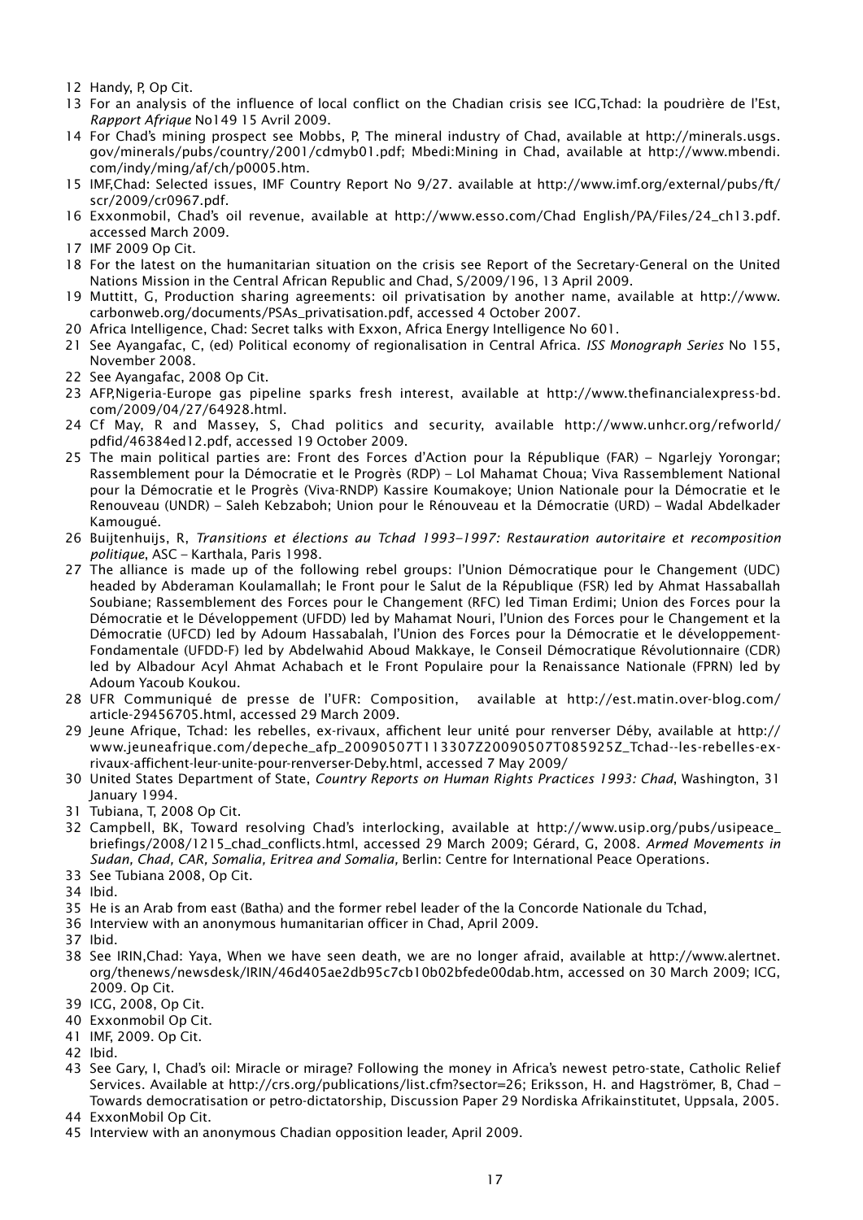12 Handy, P, Op Cit.

13 For an analysis of the influence of local conflict on the Chadian crisis see ICG,Tchad: la poudrière de l'Est, *Rapport Afrique* No149 15 Avril 2009.

14 For Chad's mining prospect see Mobbs, P, The mineral industry of Chad, available at http://minerals.usgs.gov/minerals/pubs/country/2001/cdmyb01.pdf; Mbedi:Mining in Chad, available at http://www.mbendi.com/indy/ming/af/ch/p0005.htm.

15 IMF,Chad: Selected issues, IMF Country Report No 9/27. available at http://www.imf.org/external/pubs/ft/scr/2009/cr0967.pdf.

16 Exxonmobil, Chad's oil revenue, available at http://www.esso.com/Chad English/PA/Files/24_ch13.pdf. accessed March 2009.

17 IMF 2009 Op Cit.

18 For the latest on the humanitarian situation on the crisis see Report of the Secretary-General on the United Nations Mission in the Central African Republic and Chad, S/2009/196, 13 April 2009.

19 Muttitt, G, Production sharing agreements: oil privatisation by another name, available at http://www.carbonweb.org/documents/PSAs_privatisation.pdf, accessed 4 October 2007.

20 Africa Intelligence, Chad: Secret talks with Exxon, Africa Energy Intelligence No 601.

21 See Ayangafac, C, (ed) Political economy of regionalisation in Central Africa. *ISS Monograph Series* No 155, November 2008.

22 See Ayangafac, 2008 Op Cit.

23 AFP,Nigeria-Europe gas pipeline sparks fresh interest, available at http://www.thefinancialexpress-bd.com/2009/04/27/64928.html.

24 Cf May, R and Massey, S, Chad politics and security, available http://www.unhcr.org/refworld/pdfid/46384ed12.pdf, accessed 19 October 2009.

25 The main political parties are: Front des Forces d'Action pour la République (FAR) – Ngarlejy Yorongar; Rassemblement pour la Démocratie et le Progrès (RDP) – Lol Mahamat Choua; Viva Rassemblement National pour la Démocratie et le Progrès (Viva-RNDP) Kassire Koumakoye; Union Nationale pour la Démocratie et le Renouveau (UNDR) – Saleh Kebzaboh; Union pour le Rénouveau et la Démocratie (URD) – Wadal Abdelkader Kamougué.

26 Buijtenhuijs, R, *Transitions et élections au Tchad 1993–1997: Restauration autoritaire et recomposition politique*, ASC – Karthala, Paris 1998.

27 The alliance is made up of the following rebel groups: l'Union Démocratique pour le Changement (UDC) headed by Abderaman Koulamallah; le Front pour le Salut de la République (FSR) led by Ahmat Hassaballah Soubiane; Rassemblement des Forces pour le Changement (RFC) led Timan Erdimi; Union des Forces pour la Démocratie et le Développement (UFDD) led by Mahamat Nouri, l'Union des Forces pour le Changement et la Démocratie (UFCD) led by Adoum Hassabalah, l'Union des Forces pour la Démocratie et le développement-Fondamentale (UFDD-F) led by Abdelwahid Aboud Makkaye, le Conseil Démocratique Révolutionnaire (CDR) led by Albadour Acyl Ahmat Achabach et le Front Populaire pour la Renaissance Nationale (FPRN) led by Adoum Yacoub Koukou.

28 UFR Communiqué de presse de l'UFR: Composition, available at http://est.matin.over-blog.com/article-29456705.html, accessed 29 March 2009.

29 Jeune Afrique, Tchad: les rebelles, ex-rivaux, affichent leur unité pour renverser Déby, available at http://www.jeuneafrique.com/depeche_afp_20090507T113307Z20090507T085925Z_Tchad--les-rebelles-ex-rivaux-affichent-leur-unite-pour-renverser-Deby.html, accessed 7 May 2009/

30 United States Department of State, *Country Reports on Human Rights Practices 1993: Chad*, Washington, 31 January 1994.

31 Tubiana, T, 2008 Op Cit.

32 Campbell, BK, Toward resolving Chad's interlocking, available at http://www.usip.org/pubs/usipeace_briefings/2008/1215_chad_conflicts.html, accessed 29 March 2009; Gérard, G, 2008. *Armed Movements in Sudan, Chad, CAR, Somalia, Eritrea and Somalia,* Berlin: Centre for International Peace Operations.

33 See Tubiana 2008, Op Cit.

34 Ibid.

35 He is an Arab from east (Batha) and the former rebel leader of the la Concorde Nationale du Tchad,

36 Interview with an anonymous humanitarian officer in Chad, April 2009.

37 Ibid.

38 See IRIN,Chad: Yaya, When we have seen death, we are no longer afraid, available at http://www.alertnet.org/thenews/newsdesk/IRIN/46d405ae2db95c7cb10b02bfede00dab.htm, accessed on 30 March 2009; ICG, 2009. Op Cit.

39 ICG, 2008, Op Cit.

40 Exxonmobil Op Cit.

41 IMF, 2009. Op Cit.

42 Ibid.

43 See Gary, I, Chad's oil: Miracle or mirage? Following the money in Africa's newest petro-state, Catholic Relief Services. Available at http://crs.org/publications/list.cfm?sector=26; Eriksson, H. and Hagströmer, B, Chad – Towards democratisation or petro-dictatorship, Discussion Paper 29 Nordiska Afrikainstitutet, Uppsala, 2005.

44 ExxonMobil Op Cit.

45 Interview with an anonymous Chadian opposition leader, April 2009.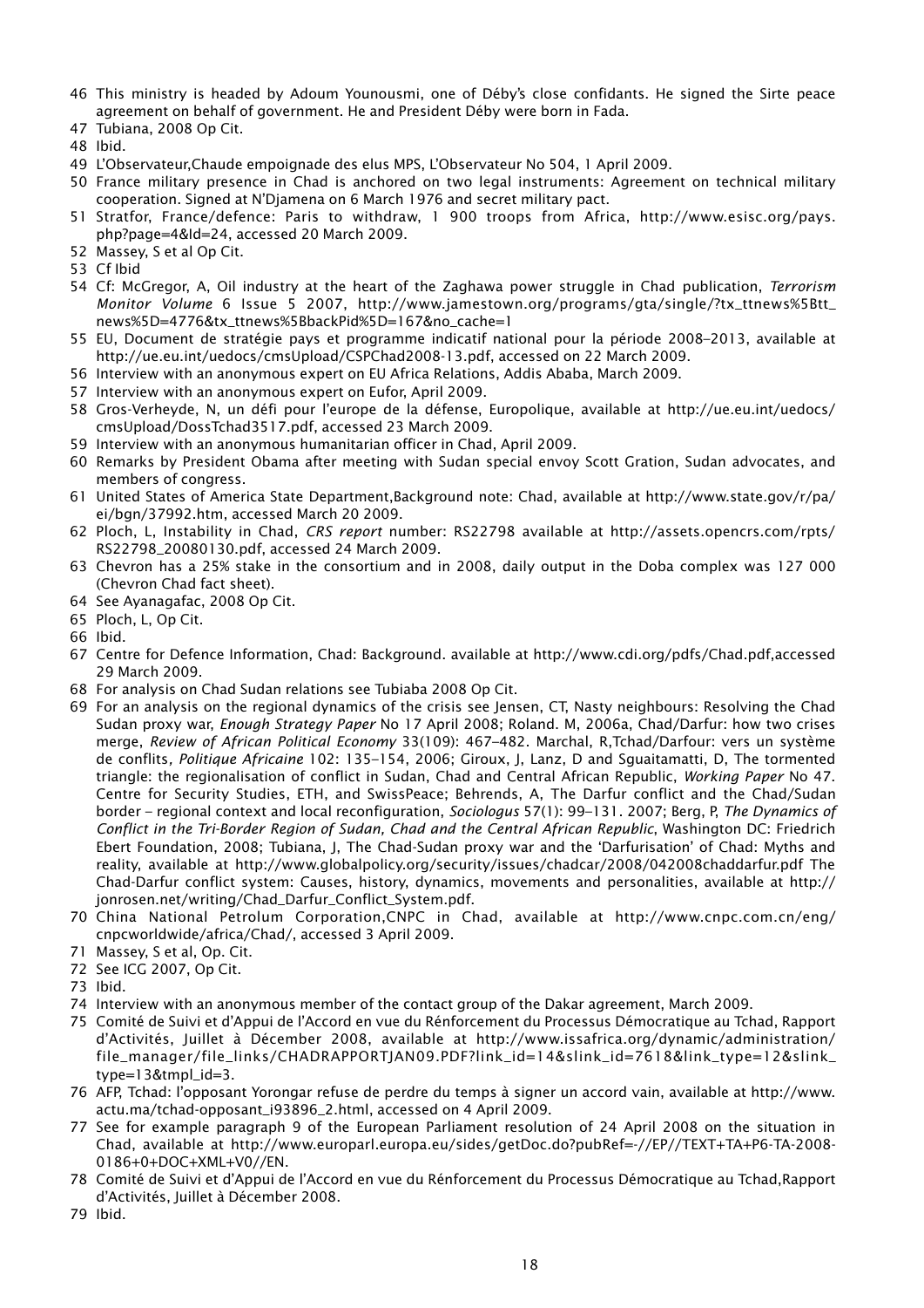46 This ministry is headed by Adoum Younousmi, one of Déby's close confidants. He signed the Sirte peace agreement on behalf of government. He and President Déby were born in Fada.

47 Tubiana, 2008 Op Cit.

48 Ibid.

49 L'Observateur,Chaude empoignade des elus MPS, L'Observateur No 504, 1 April 2009.

50 France military presence in Chad is anchored on two legal instruments: Agreement on technical military cooperation. Signed at N'Djamena on 6 March 1976 and secret military pact.

51 Stratfor, France/defence: Paris to withdraw, 1 900 troops from Africa, http://www.esisc.org/pays.php?page=4&Id=24, accessed 20 March 2009.

52 Massey, S et al Op Cit.

53 Cf Ibid

54 Cf: McGregor, A, Oil industry at the heart of the Zaghawa power struggle in Chad publication, *Terrorism Monitor Volume* 6 Issue 5 2007, http://www.jamestown.org/programs/gta/single/?tx_ttnews%5Btt_news%5D=4776&tx_ttnews%5BbackPid%5D=167&no_cache=1

55 EU, Document de stratégie pays et programme indicatif national pour la période 2008–2013, available at http://ue.eu.int/uedocs/cmsUpload/CSPChad2008-13.pdf, accessed on 22 March 2009.

56 Interview with an anonymous expert on EU Africa Relations, Addis Ababa, March 2009.

57 Interview with an anonymous expert on Eufor, April 2009.

58 Gros-Verheyde, N, un défi pour l'europe de la défense, Europolique, available at http://ue.eu.int/uedocs/cmsUpload/DossTchad3517.pdf, accessed 23 March 2009.

59 Interview with an anonymous humanitarian officer in Chad, April 2009.

60 Remarks by President Obama after meeting with Sudan special envoy Scott Gration, Sudan advocates, and members of congress.

61 United States of America State Department,Background note: Chad, available at http://www.state.gov/r/pa/ei/bgn/37992.htm, accessed March 20 2009.

62 Ploch, L, Instability in Chad, *CRS report* number: RS22798 available at http://assets.opencrs.com/rpts/RS22798_20080130.pdf, accessed 24 March 2009.

63 Chevron has a 25% stake in the consortium and in 2008, daily output in the Doba complex was 127 000 (Chevron Chad fact sheet).

64 See Ayanagafac, 2008 Op Cit.

65 Ploch, L, Op Cit.

66 Ibid.

67 Centre for Defence Information, Chad: Background. available at http://www.cdi.org/pdfs/Chad.pdf,accessed 29 March 2009.

68 For analysis on Chad Sudan relations see Tubiaba 2008 Op Cit.

69 For an analysis on the regional dynamics of the crisis see Jensen, CT, Nasty neighbours: Resolving the Chad Sudan proxy war, *Enough Strategy Paper* No 17 April 2008; Roland. M, 2006a, Chad/Darfur: how two crises merge, *Review of African Political Economy* 33(109): 467–482. Marchal, R,Tchad/Darfour: vers un système de conflits*, Politique Africaine* 102: 135–154, 2006; Giroux, J, Lanz, D and Sguaitamatti, D, The tormented triangle: the regionalisation of conflict in Sudan, Chad and Central African Republic, *Working Paper* No 47. Centre for Security Studies, ETH, and SwissPeace; Behrends, A, The Darfur conflict and the Chad/Sudan border – regional context and local reconfiguration, *Sociologus* 57(1): 99–131. 2007; Berg, P, *The Dynamics of Conflict in the Tri-Border Region of Sudan, Chad and the Central African Republic*, Washington DC: Friedrich Ebert Foundation, 2008; Tubiana, J, The Chad-Sudan proxy war and the 'Darfurisation' of Chad: Myths and reality, available at http://www.globalpolicy.org/security/issues/chadcar/2008/042008chaddarfur.pdf The Chad-Darfur conflict system: Causes, history, dynamics, movements and personalities, available at http://jonrosen.net/writing/Chad_Darfur_Conflict_System.pdf.

70 China National Petrolum Corporation,CNPC in Chad, available at http://www.cnpc.com.cn/eng/cnpcworldwide/africa/Chad/, accessed 3 April 2009.

71 Massey, S et al, Op. Cit.

72 See ICG 2007, Op Cit.

73 Ibid.

74 Interview with an anonymous member of the contact group of the Dakar agreement, March 2009.

75 Comité de Suivi et d'Appui de l'Accord en vue du Rénforcement du Processus Démocratique au Tchad, Rapport d'Activités, Juillet à Décember 2008, available at http://www.issafrica.org/dynamic/administration/file_manager/file_links/CHADRAPPORTJAN09.PDF?link_id=14&slink_id=7618&link_type=12&slink_type=13&tmpl_id=3.

76 AFP, Tchad: l'opposant Yorongar refuse de perdre du temps à signer un accord vain, available at http://www.actu.ma/tchad-opposant_i93896_2.html, accessed on 4 April 2009.

77 See for example paragraph 9 of the European Parliament resolution of 24 April 2008 on the situation in Chad, available at http://www.europarl.europa.eu/sides/getDoc.do?pubRef=-//EP//TEXT+TA+P6-TA-2008-0186+0+DOC+XML+V0//EN.

78 Comité de Suivi et d'Appui de l'Accord en vue du Rénforcement du Processus Démocratique au Tchad,Rapport d'Activités, Juillet à Décember 2008.

79 Ibid.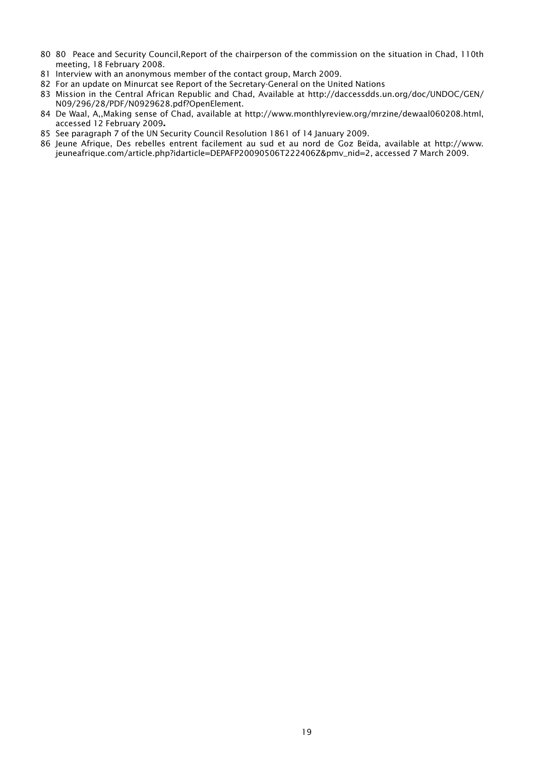80 80 Peace and Security Council,Report of the chairperson of the commission on the situation in Chad, 110th meeting, 18 February 2008.

81 Interview with an anonymous member of the contact group, March 2009.

82 For an update on Minurcat see Report of the Secretary-General on the United Nations

83 Mission in the Central African Republic and Chad, Available at http://daccessdds.un.org/doc/UNDOC/GEN/N09/296/28/PDF/N0929628.pdf?OpenElement.

84 De Waal, A,,Making sense of Chad, available at http://www.monthlyreview.org/mrzine/dewaal060208.html, accessed 12 February 2009**.**

85 See paragraph 7 of the UN Security Council Resolution 1861 of 14 January 2009.

86 Jeune Afrique, Des rebelles entrent facilement au sud et au nord de Goz Beïda, available at http://www.jeuneafrique.com/article.php?idarticle=DEPAFP20090506T222406Z&pmv_nid=2, accessed 7 March 2009.